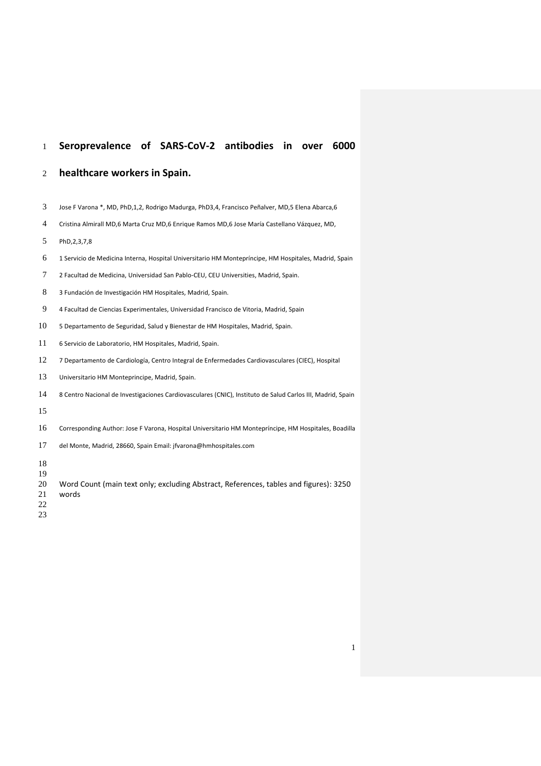# Seroprevalence of SARS-CoV-2 antibodies in over 6000 healthcare workers in Spain.

Jose F Varona *, MD, PhD,1,2, Rodrigo Madurga, PhD3,4, Francisco Peñalver, MD,5 Elena Abarca,6 Cristina Almirall MD,6 Marta Cruz MD,6 Enrique Ramos MD,6 Jose María Castellano Vázquez, MD, PhD,2,3,7,8

1 Servicio de Medicina Interna, Hospital Universitario HM Montepríncipe, HM Hospitales, Madrid, Spain

2 Facultad de Medicina, Universidad San Pablo-CEU, CEU Universities, Madrid, Spain.

3 Fundación de Investigación HM Hospitales, Madrid, Spain.

4 Facultad de Ciencias Experimentales, Universidad Francisco de Vitoria, Madrid, Spain

5 Departamento de Seguridad, Salud y Bienestar de HM Hospitales, Madrid, Spain.

6 Servicio de Laboratorio, HM Hospitales, Madrid, Spain.

7 Departamento de Cardiología, Centro Integral de Enfermedades Cardiovasculares (CIEC), Hospital Universitario HM Montepríncipe, Madrid, Spain.

8 Centro Nacional de Investigaciones Cardiovasculares (CNIC), Instituto de Salud Carlos III, Madrid, Spain

Corresponding Author: Jose F Varona, Hospital Universitario HM Montepríncipe, HM Hospitales, Boadilla del Monte, Madrid, 28660, Spain Email: jfvarona@hmhospitales.com

Word Count (main text only; excluding Abstract, References, tables and figures): 3250 words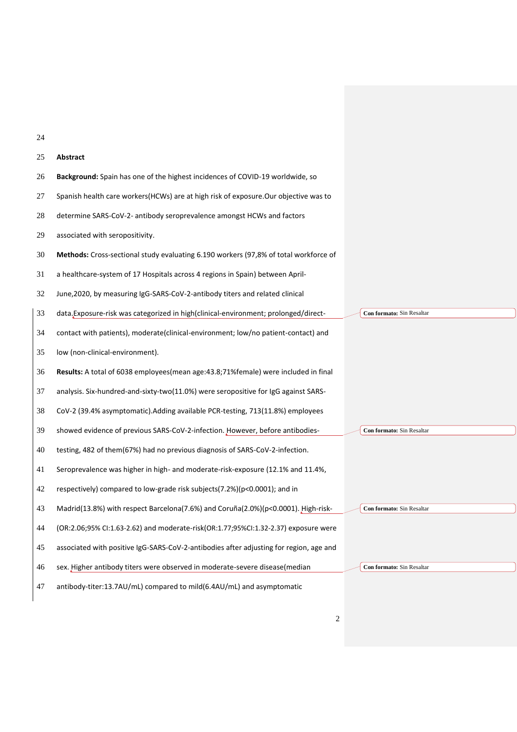## Abstract

**Background:** Spain has one of the highest incidences of COVID-19 worldwide, so Spanish health care workers(HCWs) are at high risk of exposure.Our objective was to determine SARS-CoV-2- antibody seroprevalence amongst HCWs and factors associated with seropositivity.

**Methods:** Cross-sectional study evaluating 6.190 workers (97,8% of total workforce of a healthcare-system of 17 Hospitals across 4 regions in Spain) between April-June,2020, by measuring IgG-SARS-CoV-2-antibody titers and related clinical data.Exposure-risk was categorized in high(clinical-environment; prolonged/direct-contact with patients), moderate(clinical-environment; low/no patient-contact) and low (non-clinical-environment).

**Results:** A total of 6038 employees(mean age:43.8;71%female) were included in final analysis. Six-hundred-and-sixty-two(11.0%) were seropositive for IgG against SARS-CoV-2 (39.4% asymptomatic).Adding available PCR-testing, 713(11.8%) employees showed evidence of previous SARS-CoV-2-infection. However, before antibodies-testing, 482 of them(67%) had no previous diagnosis of SARS-CoV-2-infection. Seroprevalence was higher in high- and moderate-risk-exposure (12.1% and 11.4%, respectively) compared to low-grade risk subjects(7.2%)(p<0.0001); and in Madrid(13.8%) with respect Barcelona(7.6%) and Coruña(2.0%)(p<0.0001). High-risk-(OR:2.06;95% CI:1.63-2.62) and moderate-risk(OR:1.77;95%CI:1.32-2.37) exposure were associated with positive IgG-SARS-CoV-2-antibodies after adjusting for region, age and sex. Higher antibody titers were observed in moderate-severe disease(median antibody-titer:13.7AU/mL) compared to mild(6.4AU/mL) and asymptomatic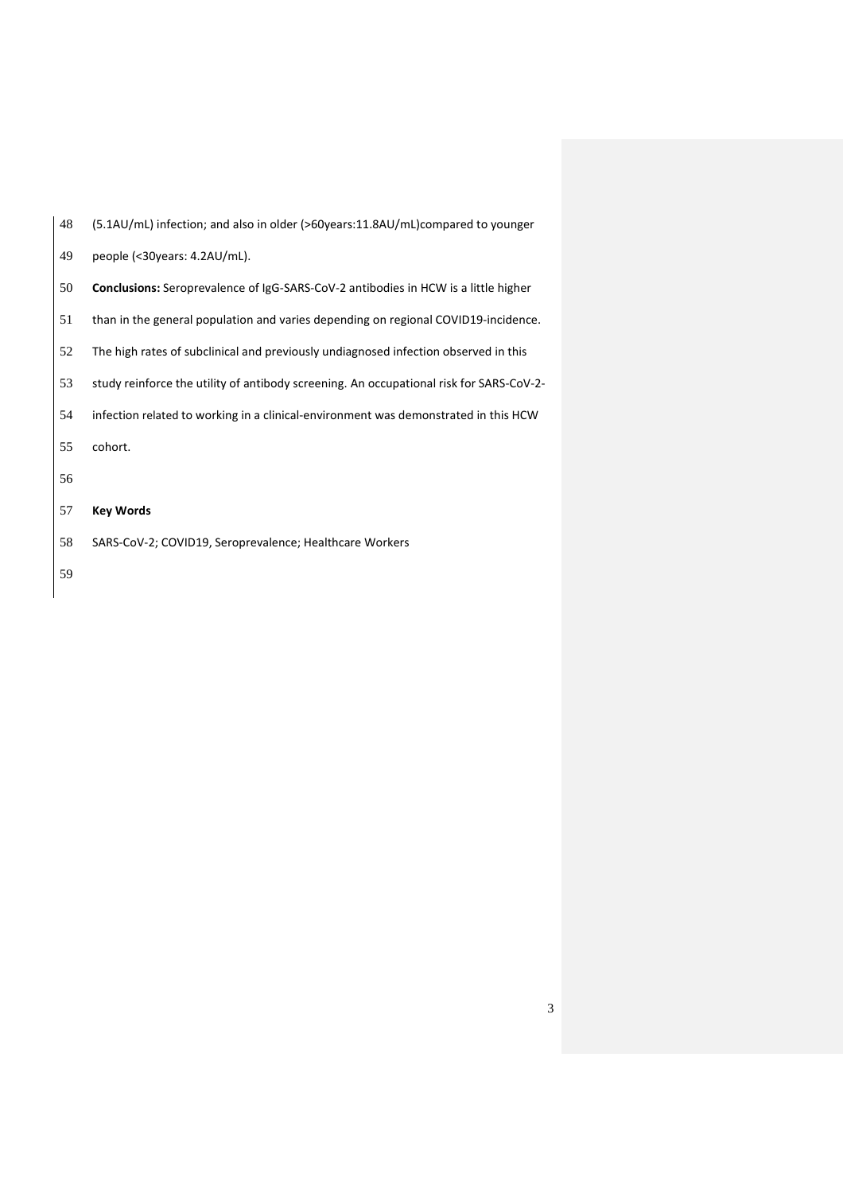(5.1AU/mL) infection; and also in older (>60years:11.8AU/mL)compared to younger people (<30years: 4.2AU/mL).

**Conclusions:** Seroprevalence of IgG-SARS-CoV-2 antibodies in HCW is a little higher than in the general population and varies depending on regional COVID19-incidence. The high rates of subclinical and previously undiagnosed infection observed in this study reinforce the utility of antibody screening. An occupational risk for SARS-CoV-2-infection related to working in a clinical-environment was demonstrated in this HCW cohort.

**Key Words**

SARS-CoV-2; COVID19, Seroprevalence; Healthcare Workers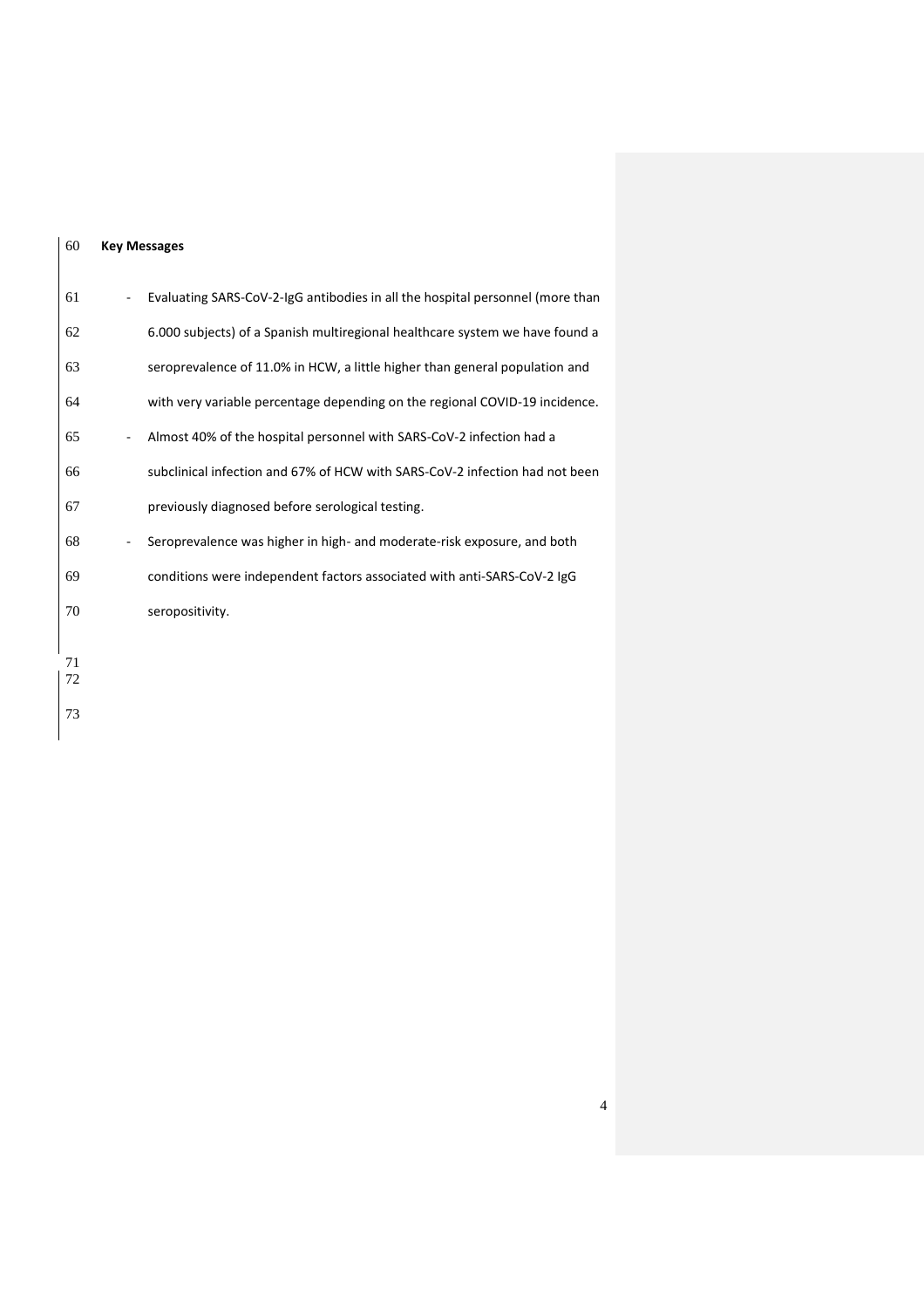**Key Messages**

- Evaluating SARS-CoV-2-IgG antibodies in all the hospital personnel (more than 6.000 subjects) of a Spanish multiregional healthcare system we have found a seroprevalence of 11.0% in HCW, a little higher than general population and with very variable percentage depending on the regional COVID-19 incidence.
- Almost 40% of the hospital personnel with SARS-CoV-2 infection had a subclinical infection and 67% of HCW with SARS-CoV-2 infection had not been previously diagnosed before serological testing.
- Seroprevalence was higher in high- and moderate-risk exposure, and both conditions were independent factors associated with anti-SARS-CoV-2 IgG seropositivity.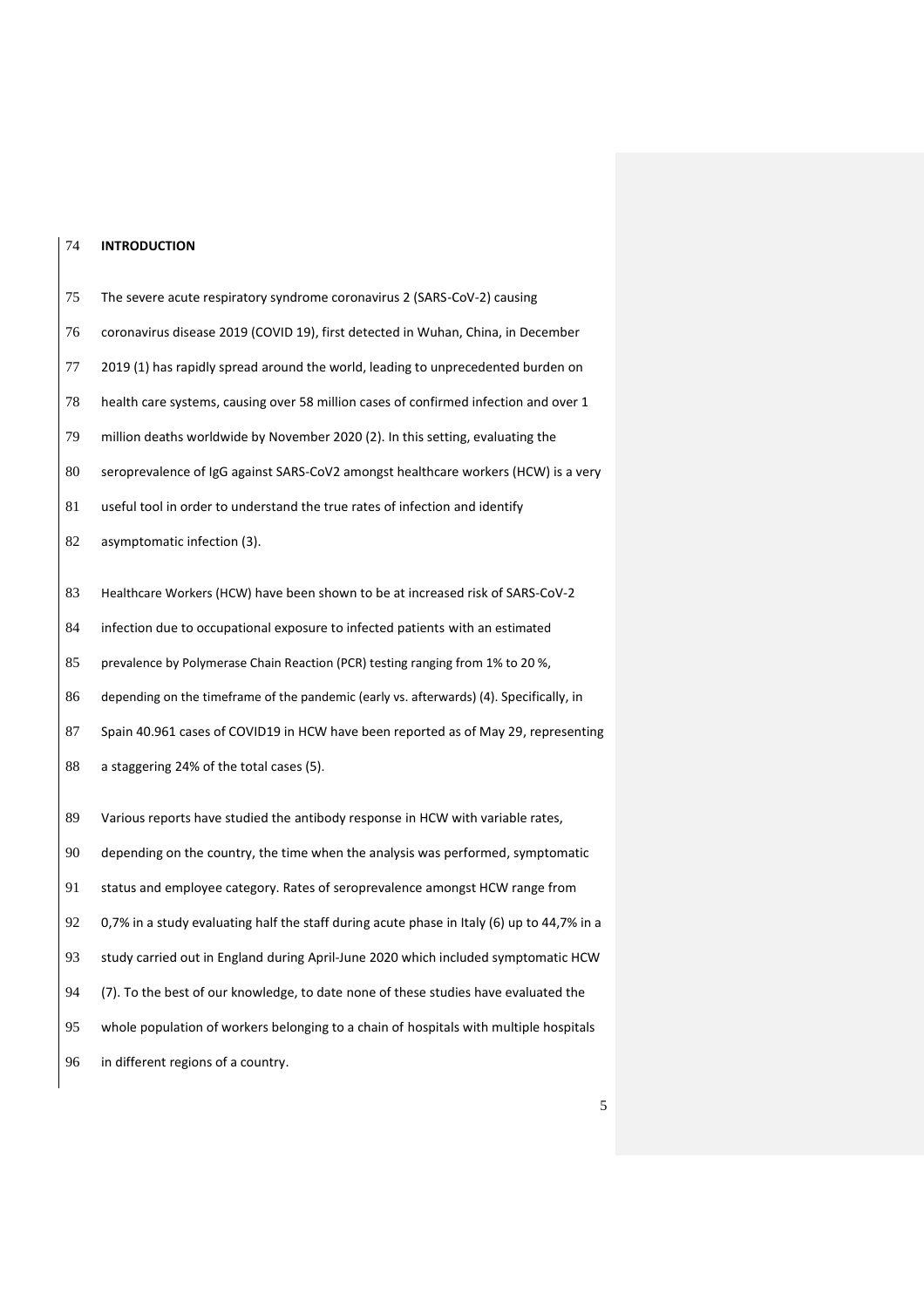# INTRODUCTION

The severe acute respiratory syndrome coronavirus 2 (SARS-CoV-2) causing coronavirus disease 2019 (COVID 19), first detected in Wuhan, China, in December 2019 (1) has rapidly spread around the world, leading to unprecedented burden on health care systems, causing over 58 million cases of confirmed infection and over 1 million deaths worldwide by November 2020 (2). In this setting, evaluating the seroprevalence of IgG against SARS-CoV2 amongst healthcare workers (HCW) is a very useful tool in order to understand the true rates of infection and identify asymptomatic infection (3).

Healthcare Workers (HCW) have been shown to be at increased risk of SARS-CoV-2 infection due to occupational exposure to infected patients with an estimated prevalence by Polymerase Chain Reaction (PCR) testing ranging from 1% to 20 %, depending on the timeframe of the pandemic (early vs. afterwards) (4). Specifically, in Spain 40.961 cases of COVID19 in HCW have been reported as of May 29, representing a staggering 24% of the total cases (5).

Various reports have studied the antibody response in HCW with variable rates, depending on the country, the time when the analysis was performed, symptomatic status and employee category. Rates of seroprevalence amongst HCW range from 0,7% in a study evaluating half the staff during acute phase in Italy (6) up to 44,7% in a study carried out in England during April-June 2020 which included symptomatic HCW (7). To the best of our knowledge, to date none of these studies have evaluated the whole population of workers belonging to a chain of hospitals with multiple hospitals in different regions of a country.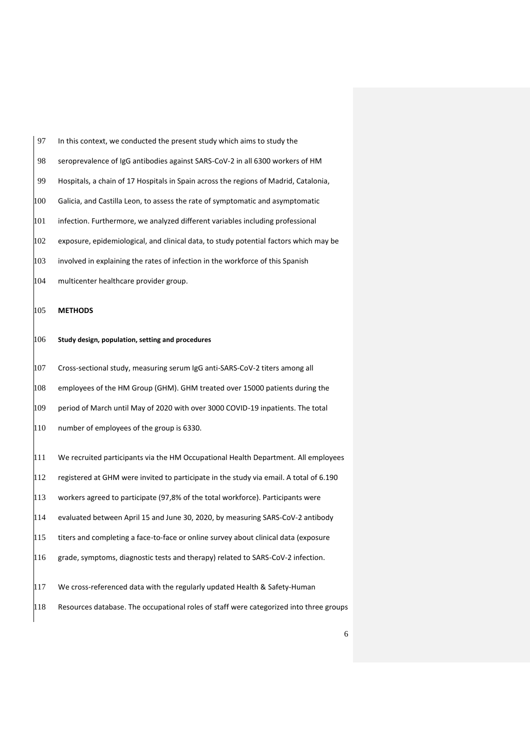In this context, we conducted the present study which aims to study the seroprevalence of IgG antibodies against SARS-CoV-2 in all 6300 workers of HM Hospitals, a chain of 17 Hospitals in Spain across the regions of Madrid, Catalonia, Galicia, and Castilla Leon, to assess the rate of symptomatic and asymptomatic infection. Furthermore, we analyzed different variables including professional exposure, epidemiological, and clinical data, to study potential factors which may be involved in explaining the rates of infection in the workforce of this Spanish multicenter healthcare provider group.

## METHODS

### Study design, population, setting and procedures

Cross-sectional study, measuring serum IgG anti-SARS-CoV-2 titers among all employees of the HM Group (GHM). GHM treated over 15000 patients during the period of March until May of 2020 with over 3000 COVID-19 inpatients. The total number of employees of the group is 6330.

We recruited participants via the HM Occupational Health Department. All employees registered at GHM were invited to participate in the study via email. A total of 6.190 workers agreed to participate (97,8% of the total workforce). Participants were evaluated between April 15 and June 30, 2020, by measuring SARS-CoV-2 antibody titers and completing a face-to-face or online survey about clinical data (exposure grade, symptoms, diagnostic tests and therapy) related to SARS-CoV-2 infection.

We cross-referenced data with the regularly updated Health & Safety-Human Resources database. The occupational roles of staff were categorized into three groups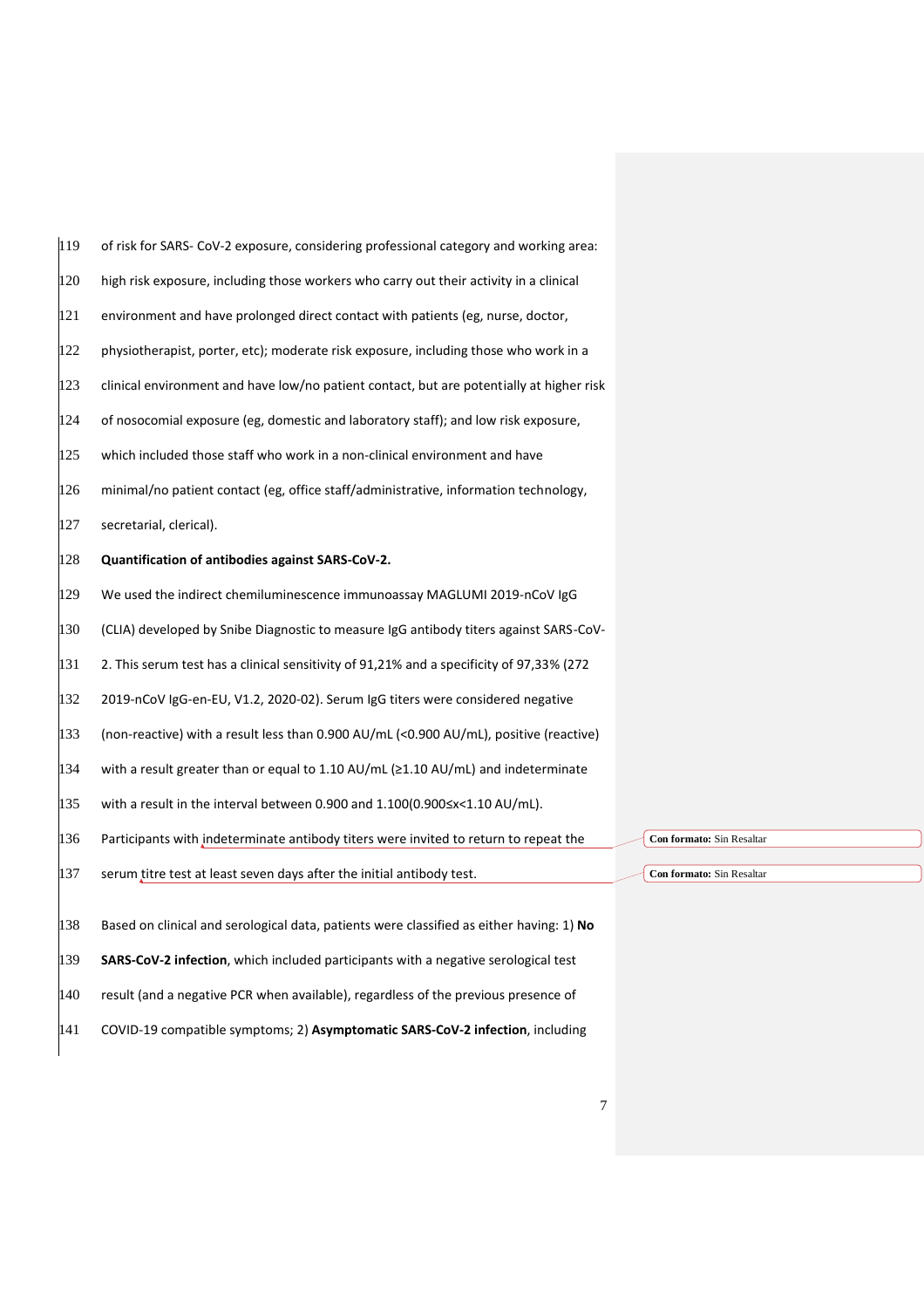of risk for SARS- CoV-2 exposure, considering professional category and working area: high risk exposure, including those workers who carry out their activity in a clinical environment and have prolonged direct contact with patients (eg, nurse, doctor, physiotherapist, porter, etc); moderate risk exposure, including those who work in a clinical environment and have low/no patient contact, but are potentially at higher risk of nosocomial exposure (eg, domestic and laboratory staff); and low risk exposure, which included those staff who work in a non-clinical environment and have minimal/no patient contact (eg, office staff/administrative, information technology, secretarial, clerical).

**Quantification of antibodies against SARS-CoV-2.**

We used the indirect chemiluminescence immunoassay MAGLUMI 2019-nCoV IgG (CLIA) developed by Snibe Diagnostic to measure IgG antibody titers against SARS-CoV-2. This serum test has a clinical sensitivity of 91,21% and a specificity of 97,33% (272 2019-nCoV IgG-en-EU, V1.2, 2020-02). Serum IgG titers were considered negative (non-reactive) with a result less than 0.900 AU/mL (<0.900 AU/mL), positive (reactive) with a result greater than or equal to 1.10 AU/mL (≥1.10 AU/mL) and indeterminate with a result in the interval between 0.900 and 1.100(0.900≤x<1.10 AU/mL). Participants with indeterminate antibody titers were invited to return to repeat the serum titre test at least seven days after the initial antibody test.

Based on clinical and serological data, patients were classified as either having: 1) **No SARS-CoV-2 infection**, which included participants with a negative serological test result (and a negative PCR when available), regardless of the previous presence of COVID-19 compatible symptoms; 2) **Asymptomatic SARS-CoV-2 infection**, including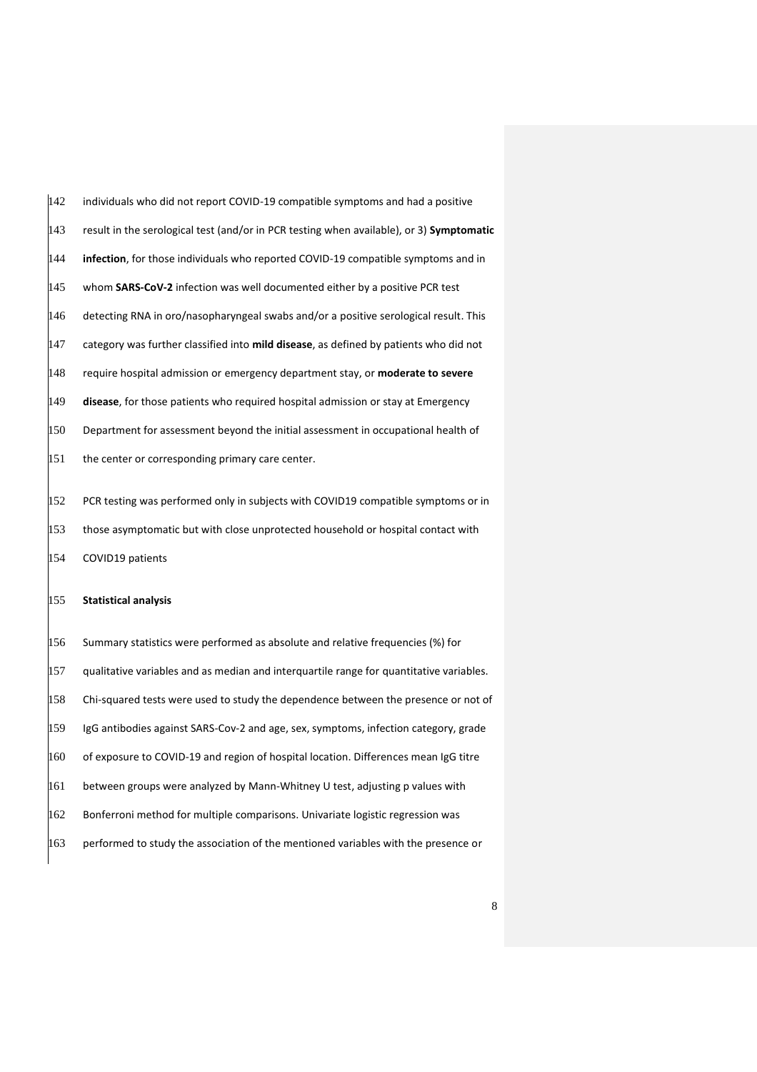individuals who did not report COVID-19 compatible symptoms and had a positive result in the serological test (and/or in PCR testing when available), or 3) **Symptomatic infection**, for those individuals who reported COVID-19 compatible symptoms and in whom **SARS-CoV-2** infection was well documented either by a positive PCR test detecting RNA in oro/nasopharyngeal swabs and/or a positive serological result. This category was further classified into **mild disease**, as defined by patients who did not require hospital admission or emergency department stay, or **moderate to severe disease**, for those patients who required hospital admission or stay at Emergency Department for assessment beyond the initial assessment in occupational health of the center or corresponding primary care center.

PCR testing was performed only in subjects with COVID19 compatible symptoms or in those asymptomatic but with close unprotected household or hospital contact with COVID19 patients

**Statistical analysis**

Summary statistics were performed as absolute and relative frequencies (%) for qualitative variables and as median and interquartile range for quantitative variables. Chi-squared tests were used to study the dependence between the presence or not of IgG antibodies against SARS-Cov-2 and age, sex, symptoms, infection category, grade of exposure to COVID-19 and region of hospital location. Differences mean IgG titre between groups were analyzed by Mann-Whitney U test, adjusting p values with Bonferroni method for multiple comparisons. Univariate logistic regression was performed to study the association of the mentioned variables with the presence or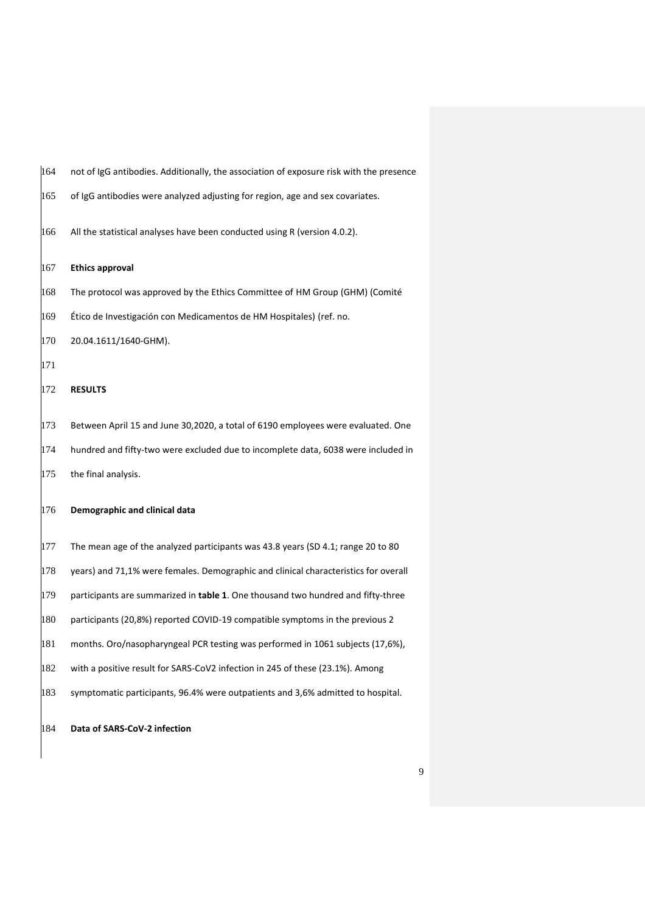not of IgG antibodies. Additionally, the association of exposure risk with the presence of IgG antibodies were analyzed adjusting for region, age and sex covariates.

All the statistical analyses have been conducted using R (version 4.0.2).

**Ethics approval**

The protocol was approved by the Ethics Committee of HM Group (GHM) (Comité Ético de Investigación con Medicamentos de HM Hospitales) (ref. no. 20.04.1611/1640-GHM).

## RESULTS

Between April 15 and June 30,2020, a total of 6190 employees were evaluated. One hundred and fifty-two were excluded due to incomplete data, 6038 were included in the final analysis.

**Demographic and clinical data**

The mean age of the analyzed participants was 43.8 years (SD 4.1; range 20 to 80 years) and 71,1% were females. Demographic and clinical characteristics for overall participants are summarized in **table 1**. One thousand two hundred and fifty-three participants (20,8%) reported COVID-19 compatible symptoms in the previous 2 months. Oro/nasopharyngeal PCR testing was performed in 1061 subjects (17,6%), with a positive result for SARS-CoV2 infection in 245 of these (23.1%). Among symptomatic participants, 96.4% were outpatients and 3,6% admitted to hospital.

**Data of SARS-CoV-2 infection**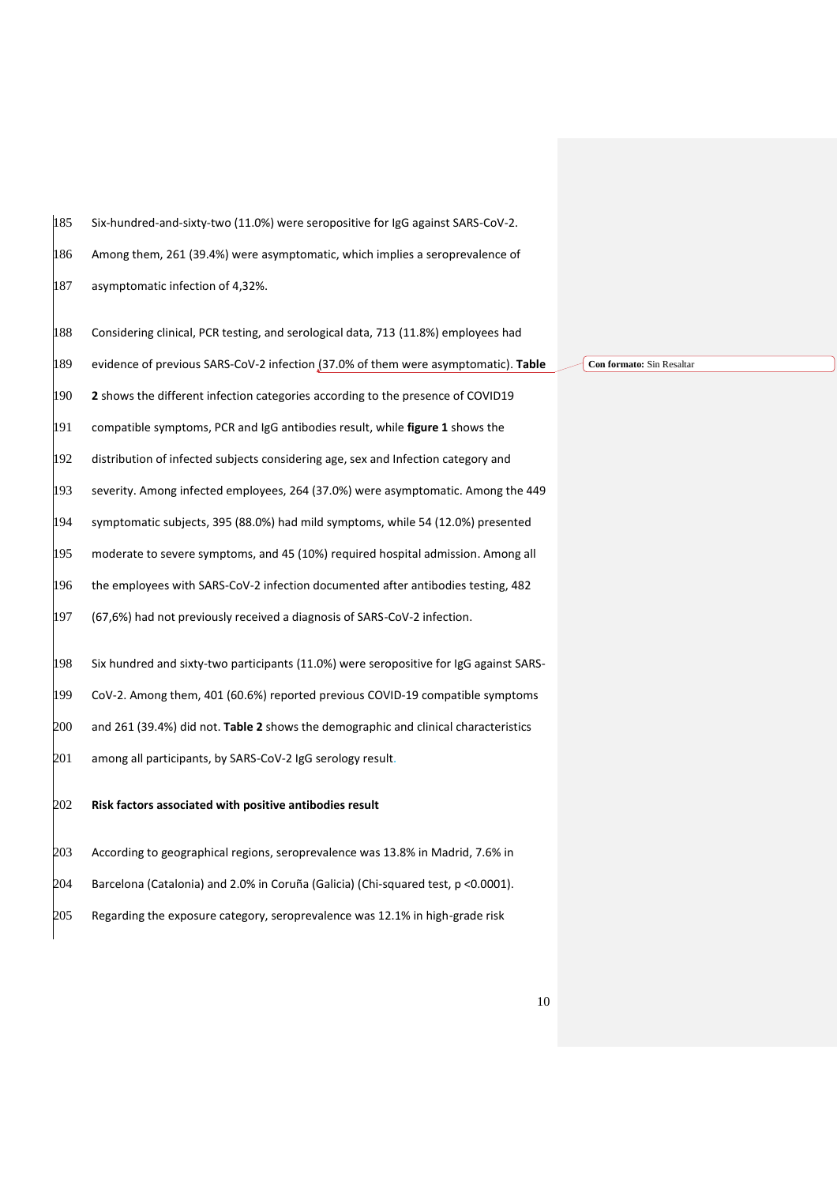Six-hundred-and-sixty-two (11.0%) were seropositive for IgG against SARS-CoV-2. Among them, 261 (39.4%) were asymptomatic, which implies a seroprevalence of asymptomatic infection of 4,32%.

Considering clinical, PCR testing, and serological data, 713 (11.8%) employees had evidence of previous SARS-CoV-2 infection (37.0% of them were asymptomatic). **Table 2** shows the different infection categories according to the presence of COVID19 compatible symptoms, PCR and IgG antibodies result, while **figure 1** shows the distribution of infected subjects considering age, sex and Infection category and severity. Among infected employees, 264 (37.0%) were asymptomatic. Among the 449 symptomatic subjects, 395 (88.0%) had mild symptoms, while 54 (12.0%) presented moderate to severe symptoms, and 45 (10%) required hospital admission. Among all the employees with SARS-CoV-2 infection documented after antibodies testing, 482 (67,6%) had not previously received a diagnosis of SARS-CoV-2 infection.

Six hundred and sixty-two participants (11.0%) were seropositive for IgG against SARS-CoV-2. Among them, 401 (60.6%) reported previous COVID-19 compatible symptoms and 261 (39.4%) did not. **Table 2** shows the demographic and clinical characteristics among all participants, by SARS-CoV-2 IgG serology result.

**Risk factors associated with positive antibodies result**

According to geographical regions, seroprevalence was 13.8% in Madrid, 7.6% in Barcelona (Catalonia) and 2.0% in Coruña (Galicia) (Chi-squared test, $p < 0.0001$). Regarding the exposure category, seroprevalence was 12.1% in high-grade risk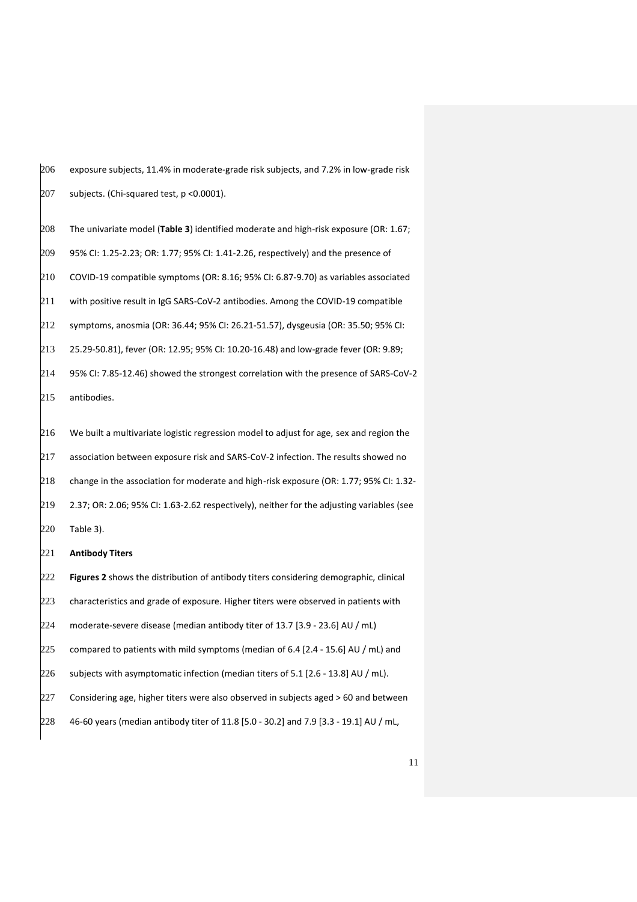exposure subjects, 11.4% in moderate-grade risk subjects, and 7.2% in low-grade risk subjects. (Chi-squared test, $p < 0.0001$).

The univariate model (**Table 3**) identified moderate and high-risk exposure (OR: 1.67; 95% CI: 1.25-2.23; OR: 1.77; 95% CI: 1.41-2.26, respectively) and the presence of COVID-19 compatible symptoms (OR: 8.16; 95% CI: 6.87-9.70) as variables associated with positive result in IgG SARS-CoV-2 antibodies. Among the COVID-19 compatible symptoms, anosmia (OR: 36.44; 95% CI: 26.21-51.57), dysgeusia (OR: 35.50; 95% CI: 25.29-50.81), fever (OR: 12.95; 95% CI: 10.20-16.48) and low-grade fever (OR: 9.89; 95% CI: 7.85-12.46) showed the strongest correlation with the presence of SARS-CoV-2 antibodies.

We built a multivariate logistic regression model to adjust for age, sex and region the association between exposure risk and SARS-CoV-2 infection. The results showed no change in the association for moderate and high-risk exposure (OR: 1.77; 95% CI: 1.32-2.37; OR: 2.06; 95% CI: 1.63-2.62 respectively), neither for the adjusting variables (see Table 3).

**Antibody Titers**

**Figures 2** shows the distribution of antibody titers considering demographic, clinical characteristics and grade of exposure. Higher titers were observed in patients with moderate-severe disease (median antibody titer of 13.7 [3.9 - 23.6] AU / mL) compared to patients with mild symptoms (median of 6.4 [2.4 - 15.6] AU / mL) and subjects with asymptomatic infection (median titers of 5.1 [2.6 - 13.8] AU / mL). Considering age, higher titers were also observed in subjects aged > 60 and between 46-60 years (median antibody titer of 11.8 [5.0 - 30.2] and 7.9 [3.3 - 19.1] AU / mL,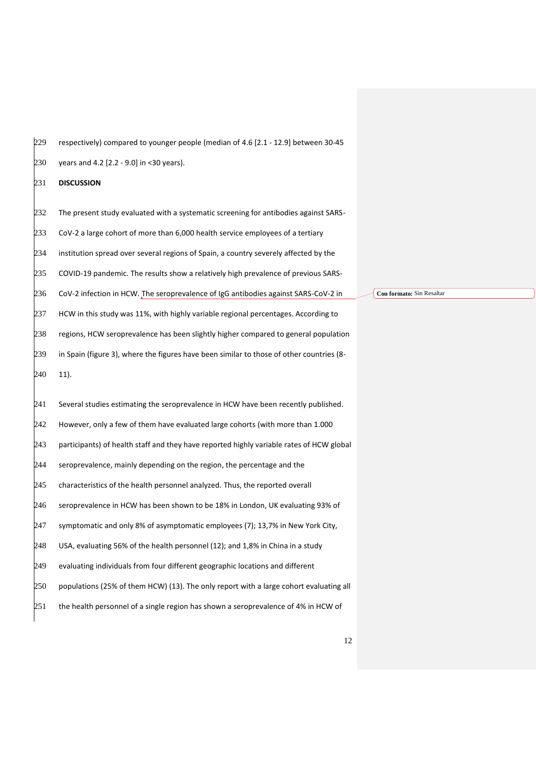respectively) compared to younger people (median of 4.6 [2.1 - 12.9] between 30-45 years and 4.2 [2.2 - 9.0] in <30 years).

## DISCUSSION

The present study evaluated with a systematic screening for antibodies against SARS-CoV-2 a large cohort of more than 6,000 health service employees of a tertiary institution spread over several regions of Spain, a country severely affected by the COVID-19 pandemic. The results show a relatively high prevalence of previous SARS-CoV-2 infection in HCW. The seroprevalence of IgG antibodies against SARS-CoV-2 in HCW in this study was 11%, with highly variable regional percentages. According to regions, HCW seroprevalence has been slightly higher compared to general population in Spain (figure 3), where the figures have been similar to those of other countries (8-11).

Several studies estimating the seroprevalence in HCW have been recently published. However, only a few of them have evaluated large cohorts (with more than 1.000 participants) of health staff and they have reported highly variable rates of HCW global seroprevalence, mainly depending on the region, the percentage and the characteristics of the health personnel analyzed. Thus, the reported overall seroprevalence in HCW has been shown to be 18% in London, UK evaluating 93% of symptomatic and only 8% of asymptomatic employees (7); 13,7% in New York City, USA, evaluating 56% of the health personnel (12); and 1,8% in China in a study evaluating individuals from four different geographic locations and different populations (25% of them HCW) (13). The only report with a large cohort evaluating all the health personnel of a single region has shown a seroprevalence of 4% in HCW of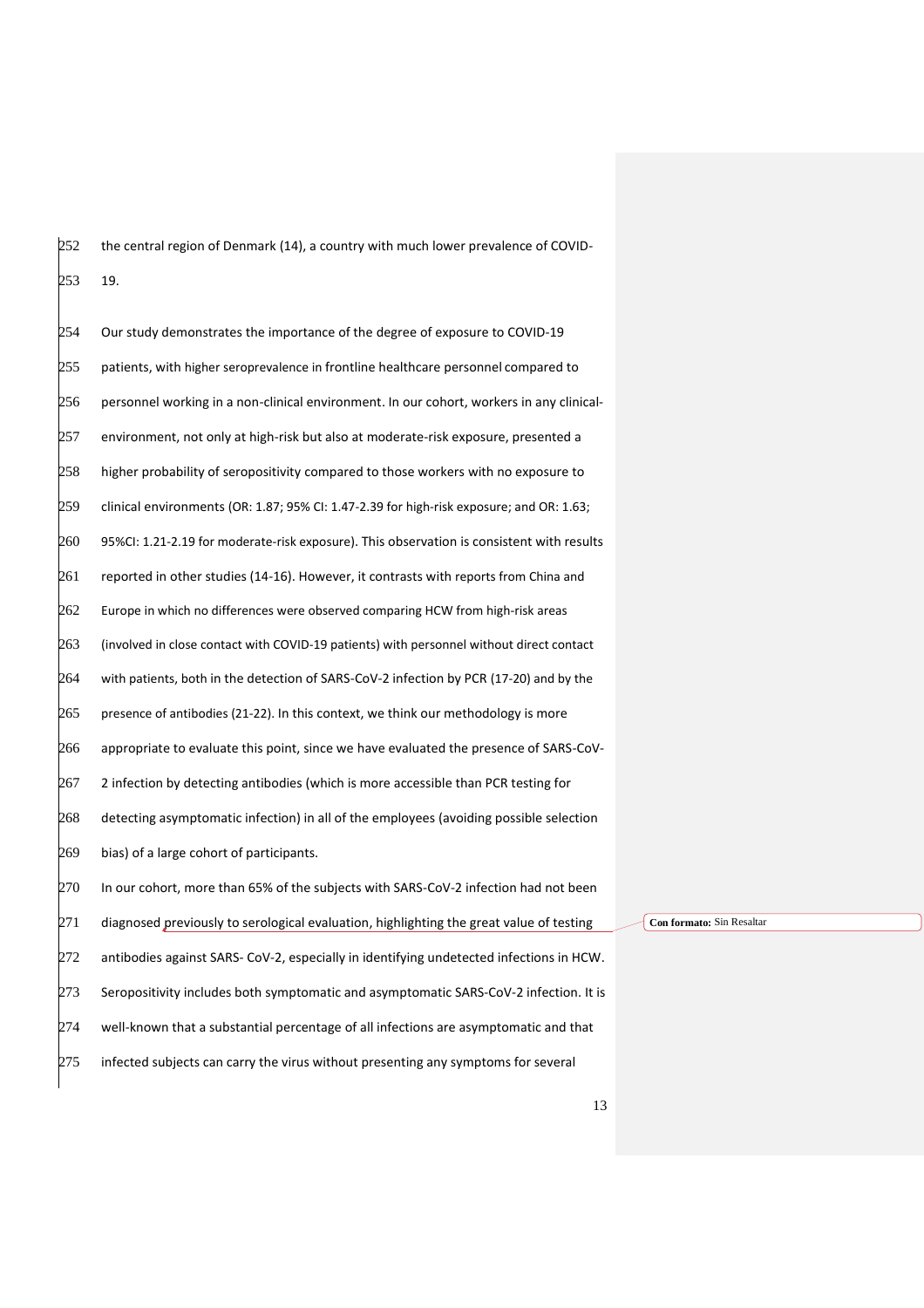the central region of Denmark (14), a country with much lower prevalence of COVID-19.

Our study demonstrates the importance of the degree of exposure to COVID-19 patients, with higher seroprevalence in frontline healthcare personnel compared to personnel working in a non-clinical environment. In our cohort, workers in any clinical-environment, not only at high-risk but also at moderate-risk exposure, presented a higher probability of seropositivity compared to those workers with no exposure to clinical environments (OR: 1.87; 95% CI: 1.47-2.39 for high-risk exposure; and OR: 1.63; 95%CI: 1.21-2.19 for moderate-risk exposure). This observation is consistent with results reported in other studies (14-16). However, it contrasts with reports from China and Europe in which no differences were observed comparing HCW from high-risk areas (involved in close contact with COVID-19 patients) with personnel without direct contact with patients, both in the detection of SARS-CoV-2 infection by PCR (17-20) and by the presence of antibodies (21-22). In this context, we think our methodology is more appropriate to evaluate this point, since we have evaluated the presence of SARS-CoV-2 infection by detecting antibodies (which is more accessible than PCR testing for detecting asymptomatic infection) in all of the employees (avoiding possible selection bias) of a large cohort of participants.

In our cohort, more than 65% of the subjects with SARS-CoV-2 infection had not been diagnosed previously to serological evaluation, highlighting the great value of testing antibodies against SARS- CoV-2, especially in identifying undetected infections in HCW. Seropositivity includes both symptomatic and asymptomatic SARS-CoV-2 infection. It is well-known that a substantial percentage of all infections are asymptomatic and that infected subjects can carry the virus without presenting any symptoms for several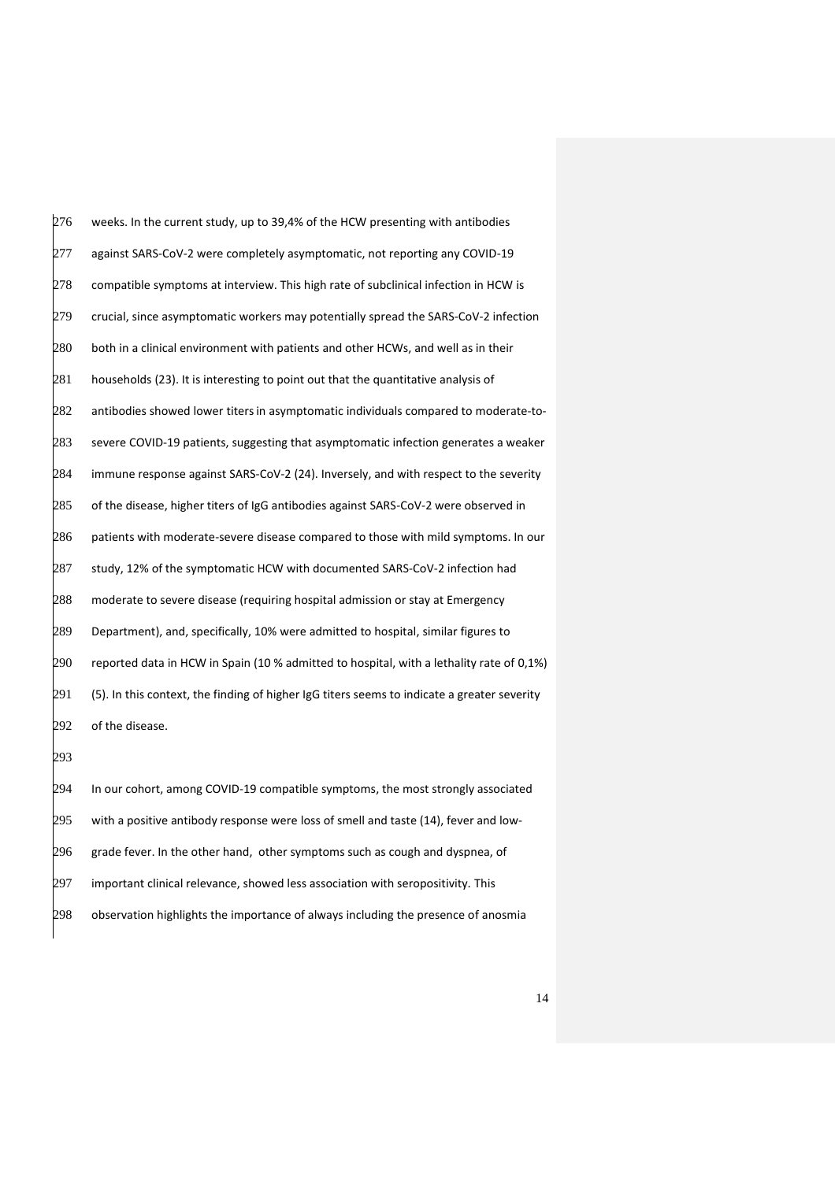weeks. In the current study, up to 39,4% of the HCW presenting with antibodies against SARS-CoV-2 were completely asymptomatic, not reporting any COVID-19 compatible symptoms at interview. This high rate of subclinical infection in HCW is crucial, since asymptomatic workers may potentially spread the SARS-CoV-2 infection both in a clinical environment with patients and other HCWs, and well as in their households (23). It is interesting to point out that the quantitative analysis of antibodies showed lower titers in asymptomatic individuals compared to moderate-to-severe COVID-19 patients, suggesting that asymptomatic infection generates a weaker immune response against SARS-CoV-2 (24). Inversely, and with respect to the severity of the disease, higher titers of IgG antibodies against SARS-CoV-2 were observed in patients with moderate-severe disease compared to those with mild symptoms. In our study, 12% of the symptomatic HCW with documented SARS-CoV-2 infection had moderate to severe disease (requiring hospital admission or stay at Emergency Department), and, specifically, 10% were admitted to hospital, similar figures to reported data in HCW in Spain (10 % admitted to hospital, with a lethality rate of 0,1%) (5). In this context, the finding of higher IgG titers seems to indicate a greater severity of the disease.

In our cohort, among COVID-19 compatible symptoms, the most strongly associated with a positive antibody response were loss of smell and taste (14), fever and low-grade fever. In the other hand, other symptoms such as cough and dyspnea, of important clinical relevance, showed less association with seropositivity. This observation highlights the importance of always including the presence of anosmia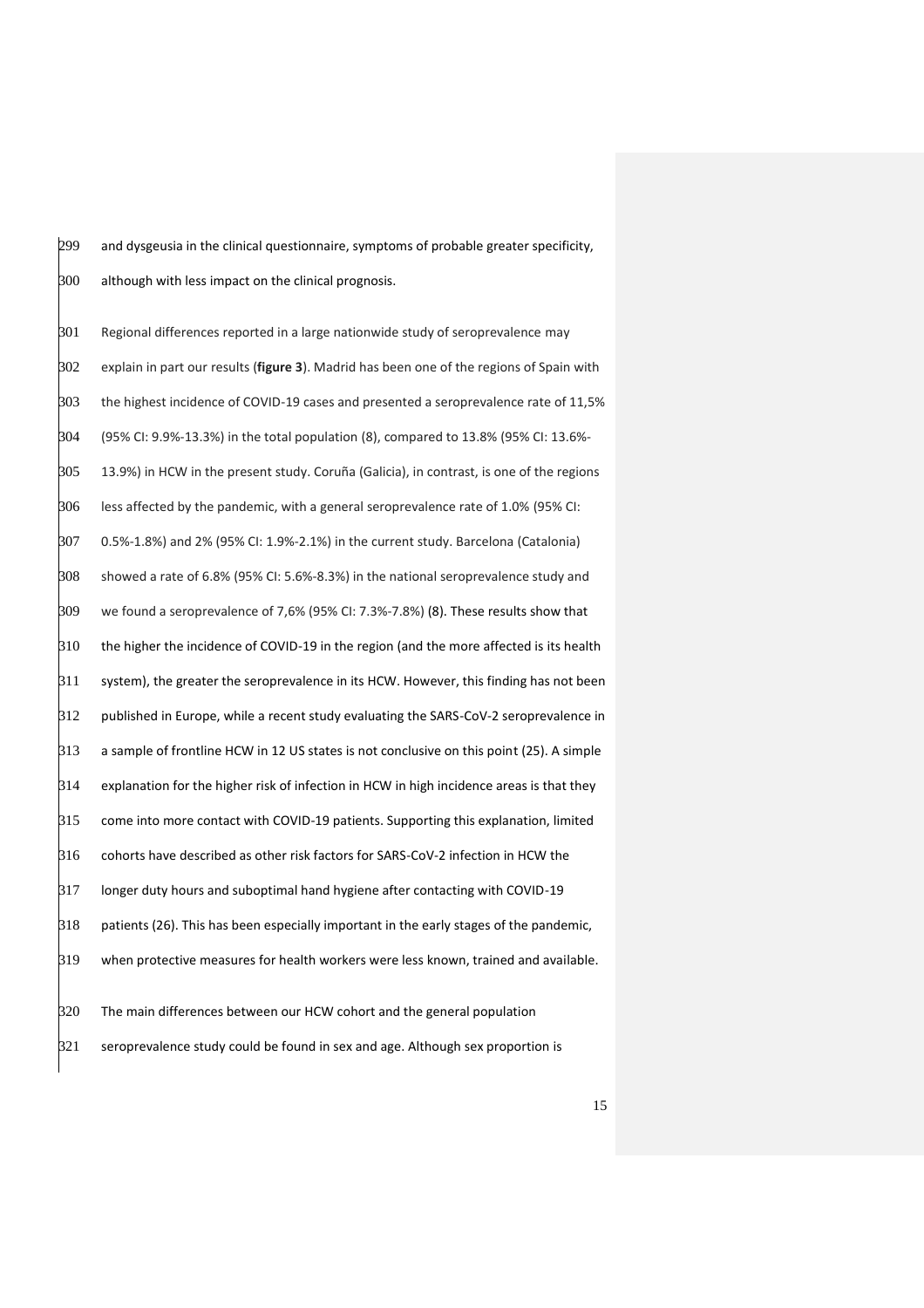and dysgeusia in the clinical questionnaire, symptoms of probable greater specificity, although with less impact on the clinical prognosis.

Regional differences reported in a large nationwide study of seroprevalence may explain in part our results (**figure 3**). Madrid has been one of the regions of Spain with the highest incidence of COVID-19 cases and presented a seroprevalence rate of 11,5% (95% CI: 9.9%-13.3%) in the total population (8), compared to 13.8% (95% CI: 13.6%-13.9%) in HCW in the present study. Coruña (Galicia), in contrast, is one of the regions less affected by the pandemic, with a general seroprevalence rate of 1.0% (95% CI: 0.5%-1.8%) and 2% (95% CI: 1.9%-2.1%) in the current study. Barcelona (Catalonia) showed a rate of 6.8% (95% CI: 5.6%-8.3%) in the national seroprevalence study and we found a seroprevalence of 7,6% (95% CI: 7.3%-7.8%) (8). These results show that the higher the incidence of COVID-19 in the region (and the more affected is its health system), the greater the seroprevalence in its HCW. However, this finding has not been published in Europe, while a recent study evaluating the SARS-CoV-2 seroprevalence in a sample of frontline HCW in 12 US states is not conclusive on this point (25). A simple explanation for the higher risk of infection in HCW in high incidence areas is that they come into more contact with COVID-19 patients. Supporting this explanation, limited cohorts have described as other risk factors for SARS-CoV-2 infection in HCW the longer duty hours and suboptimal hand hygiene after contacting with COVID-19 patients (26). This has been especially important in the early stages of the pandemic, when protective measures for health workers were less known, trained and available.

The main differences between our HCW cohort and the general population seroprevalence study could be found in sex and age. Although sex proportion is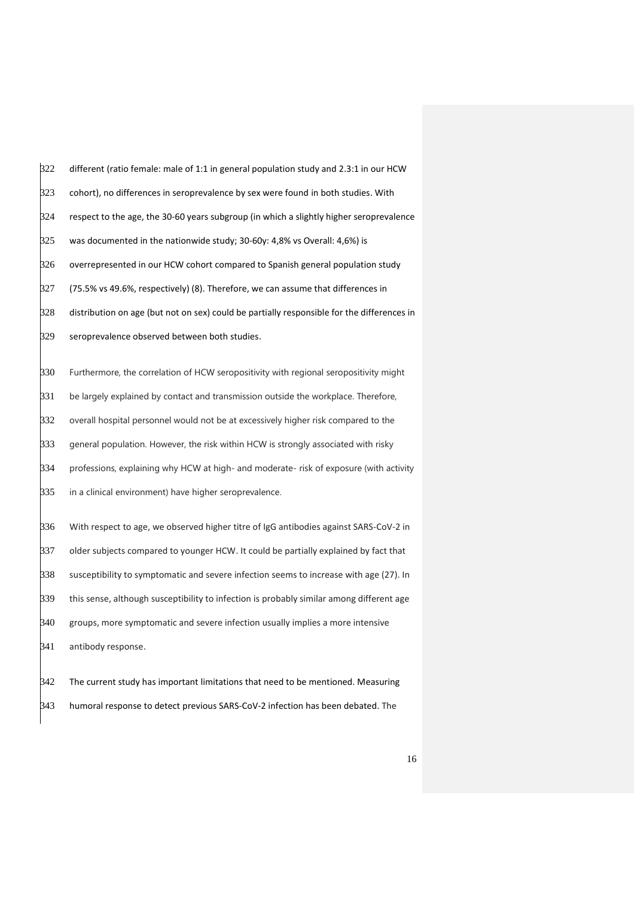different (ratio female: male of 1:1 in general population study and 2.3:1 in our HCW cohort), no differences in seroprevalence by sex were found in both studies. With respect to the age, the 30-60 years subgroup (in which a slightly higher seroprevalence was documented in the nationwide study; 30-60y: 4,8% vs Overall: 4,6%) is overrepresented in our HCW cohort compared to Spanish general population study (75.5% vs 49.6%, respectively) (8). Therefore, we can assume that differences in distribution on age (but not on sex) could be partially responsible for the differences in seroprevalence observed between both studies.

Furthermore, the correlation of HCW seropositivity with regional seropositivity might be largely explained by contact and transmission outside the workplace. Therefore, overall hospital personnel would not be at excessively higher risk compared to the general population. However, the risk within HCW is strongly associated with risky professions, explaining why HCW at high- and moderate- risk of exposure (with activity in a clinical environment) have higher seroprevalence.

With respect to age, we observed higher titre of IgG antibodies against SARS-CoV-2 in older subjects compared to younger HCW. It could be partially explained by fact that susceptibility to symptomatic and severe infection seems to increase with age (27). In this sense, although susceptibility to infection is probably similar among different age groups, more symptomatic and severe infection usually implies a more intensive antibody response.

The current study has important limitations that need to be mentioned. Measuring humoral response to detect previous SARS-CoV-2 infection has been debated. The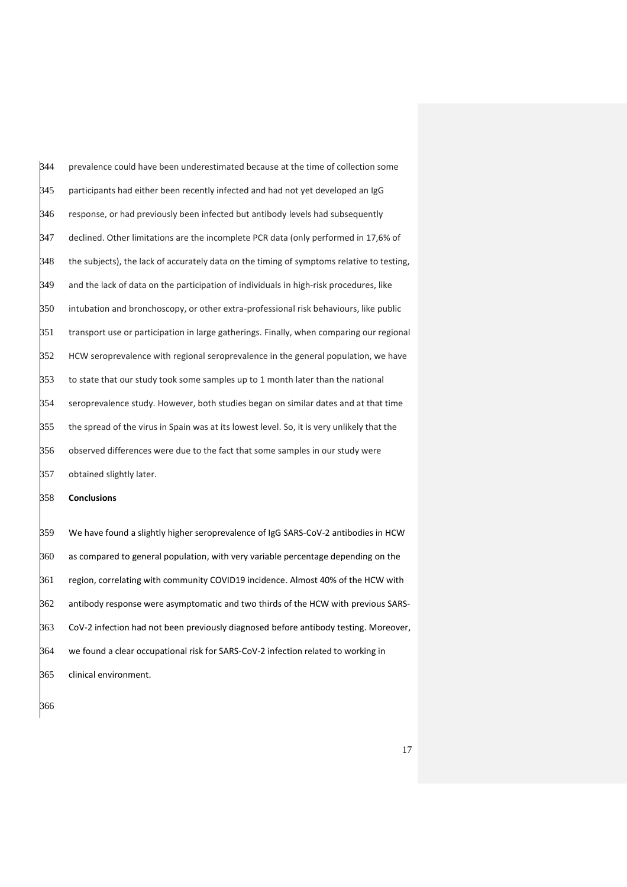prevalence could have been underestimated because at the time of collection some participants had either been recently infected and had not yet developed an IgG response, or had previously been infected but antibody levels had subsequently declined. Other limitations are the incomplete PCR data (only performed in 17,6% of the subjects), the lack of accurately data on the timing of symptoms relative to testing, and the lack of data on the participation of individuals in high-risk procedures, like intubation and bronchoscopy, or other extra-professional risk behaviours, like public transport use or participation in large gatherings. Finally, when comparing our regional HCW seroprevalence with regional seroprevalence in the general population, we have to state that our study took some samples up to 1 month later than the national seroprevalence study. However, both studies began on similar dates and at that time the spread of the virus in Spain was at its lowest level. So, it is very unlikely that the observed differences were due to the fact that some samples in our study were obtained slightly later.

## Conclusions

We have found a slightly higher seroprevalence of IgG SARS-CoV-2 antibodies in HCW as compared to general population, with very variable percentage depending on the region, correlating with community COVID19 incidence. Almost 40% of the HCW with antibody response were asymptomatic and two thirds of the HCW with previous SARS-CoV-2 infection had not been previously diagnosed before antibody testing. Moreover, we found a clear occupational risk for SARS-CoV-2 infection related to working in clinical environment.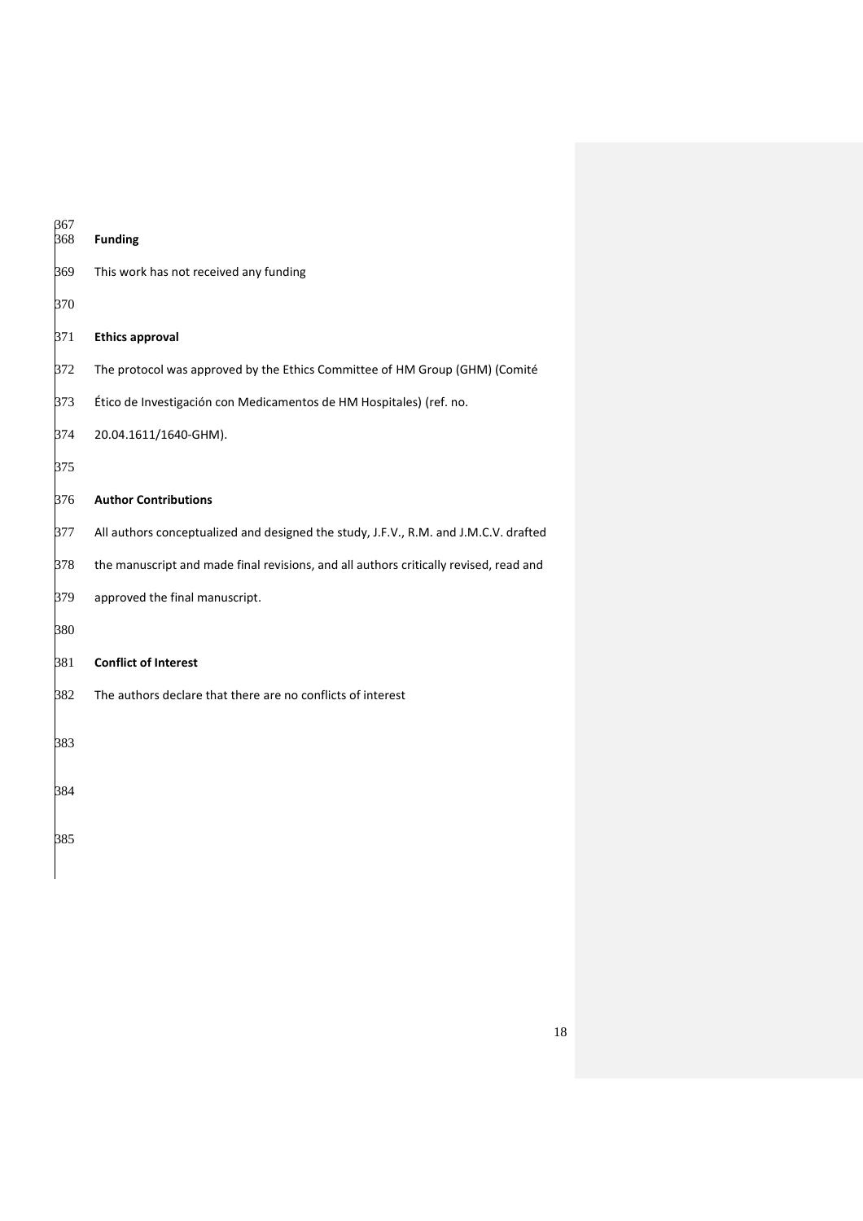## Funding

This work has not received any funding

## Ethics approval

The protocol was approved by the Ethics Committee of HM Group (GHM) (Comité Ético de Investigación con Medicamentos de HM Hospitales) (ref. no. 20.04.1611/1640-GHM).

## Author Contributions

All authors conceptualized and designed the study, J.F.V., R.M. and J.M.C.V. drafted the manuscript and made final revisions, and all authors critically revised, read and approved the final manuscript.

## Conflict of Interest

The authors declare that there are no conflicts of interest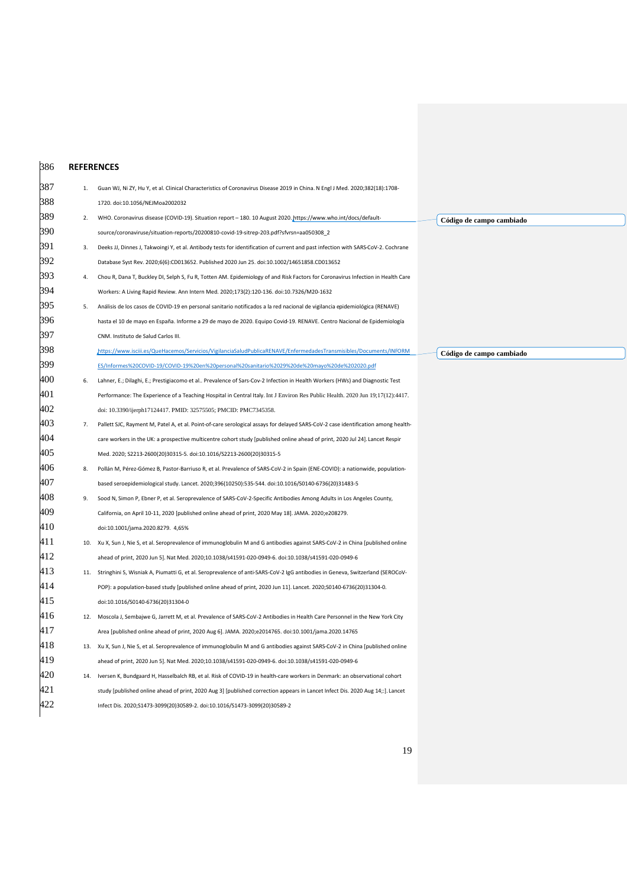## REFERENCES

1. Guan WJ, Ni ZY, Hu Y, et al. Clinical Characteristics of Coronavirus Disease 2019 in China. N Engl J Med. 2020;382(18):1708-1720. doi:10.1056/NEJMoa2002032
2. WHO. Coronavirus disease (COVID-19). Situation report – 180. 10 August 2020. https://www.who.int/docs/default-source/coronaviruse/situation-reports/20200810-covid-19-sitrep-203.pdf?sfvrsn=aa050308_2
3. Deeks JJ, Dinnes J, Takwoingi Y, et al. Antibody tests for identification of current and past infection with SARS-CoV-2. Cochrane Database Syst Rev. 2020;6(6):CD013652. Published 2020 Jun 25. doi:10.1002/14651858.CD013652
4. Chou R, Dana T, Buckley DI, Selph S, Fu R, Totten AM. Epidemiology of and Risk Factors for Coronavirus Infection in Health Care Workers: A Living Rapid Review. Ann Intern Med. 2020;173(2):120-136. doi:10.7326/M20-1632
5. Análisis de los casos de COVID-19 en personal sanitario notificados a la red nacional de vigilancia epidemiológica (RENAVE) hasta el 10 de mayo en España. Informe a 29 de mayo de 2020. Equipo Covid-19. RENAVE. Centro Nacional de Epidemiología CNM. Instituto de Salud Carlos III. https://www.isciii.es/QueHacemos/Servicios/VigilanciaSaludPublicaRENAVE/EnfermedadesTransmisibles/Documents/INFORMES/Informes%20COVID-19/COVID-19%20en%20personal%20sanitario%2029%20de%20mayo%20de%202020.pdf
6. Lahner, E.; Dilaghi, E.; Prestigiacomo et al.. Prevalence of Sars-Cov-2 Infection in Health Workers (HWs) and Diagnostic Test Performance: The Experience of a Teaching Hospital in Central Italy. Int J Environ Res Public Health. 2020 Jun 19;17(12):4417. doi: 10.3390/ijerph17124417. PMID: 32575505; PMCID: PMC7345358.
7. Pallett SJC, Rayment M, Patel A, et al. Point-of-care serological assays for delayed SARS-CoV-2 case identification among health-care workers in the UK: a prospective multicentre cohort study [published online ahead of print, 2020 Jul 24]. Lancet Respir Med. 2020; S2213-2600(20)30315-5. doi:10.1016/S2213-2600(20)30315-5
8. Pollán M, Pérez-Gómez B, Pastor-Barriuso R, et al. Prevalence of SARS-CoV-2 in Spain (ENE-COVID): a nationwide, population-based seroepidemiological study. Lancet. 2020;396(10250):535-544. doi:10.1016/S0140-6736(20)31483-5
9. Sood N, Simon P, Ebner P, et al. Seroprevalence of SARS-CoV-2-Specific Antibodies Among Adults in Los Angeles County, California, on April 10-11, 2020 [published online ahead of print, 2020 May 18]. JAMA. 2020;e208279. doi:10.1001/jama.2020.8279. 4,65%
10. Xu X, Sun J, Nie S, et al. Seroprevalence of immunoglobulin M and G antibodies against SARS-CoV-2 in China [published online ahead of print, 2020 Jun 5]. Nat Med. 2020;10.1038/s41591-020-0949-6. doi:10.1038/s41591-020-0949-6
11. Stringhini S, Wisniak A, Piumatti G, et al. Seroprevalence of anti-SARS-CoV-2 IgG antibodies in Geneva, Switzerland (SEROCoV-POP): a population-based study [published online ahead of print, 2020 Jun 11]. Lancet. 2020;S0140-6736(20)31304-0. doi:10.1016/S0140-6736(20)31304-0
12. Moscola J, Sembajwe G, Jarrett M, et al. Prevalence of SARS-CoV-2 Antibodies in Health Care Personnel in the New York City Area [published online ahead of print, 2020 Aug 6]. JAMA. 2020;e2014765. doi:10.1001/jama.2020.14765
13. Xu X, Sun J, Nie S, et al. Seroprevalence of immunoglobulin M and G antibodies against SARS-CoV-2 in China [published online ahead of print, 2020 Jun 5]. Nat Med. 2020;10.1038/s41591-020-0949-6. doi:10.1038/s41591-020-0949-6
14. Iversen K, Bundgaard H, Hasselbalch RB, et al. Risk of COVID-19 in health-care workers in Denmark: an observational cohort study [published online ahead of print, 2020 Aug 3] [published correction appears in Lancet Infect Dis. 2020 Aug 14;:]. Lancet Infect Dis. 2020;S1473-3099(20)30589-2. doi:10.1016/S1473-3099(20)30589-2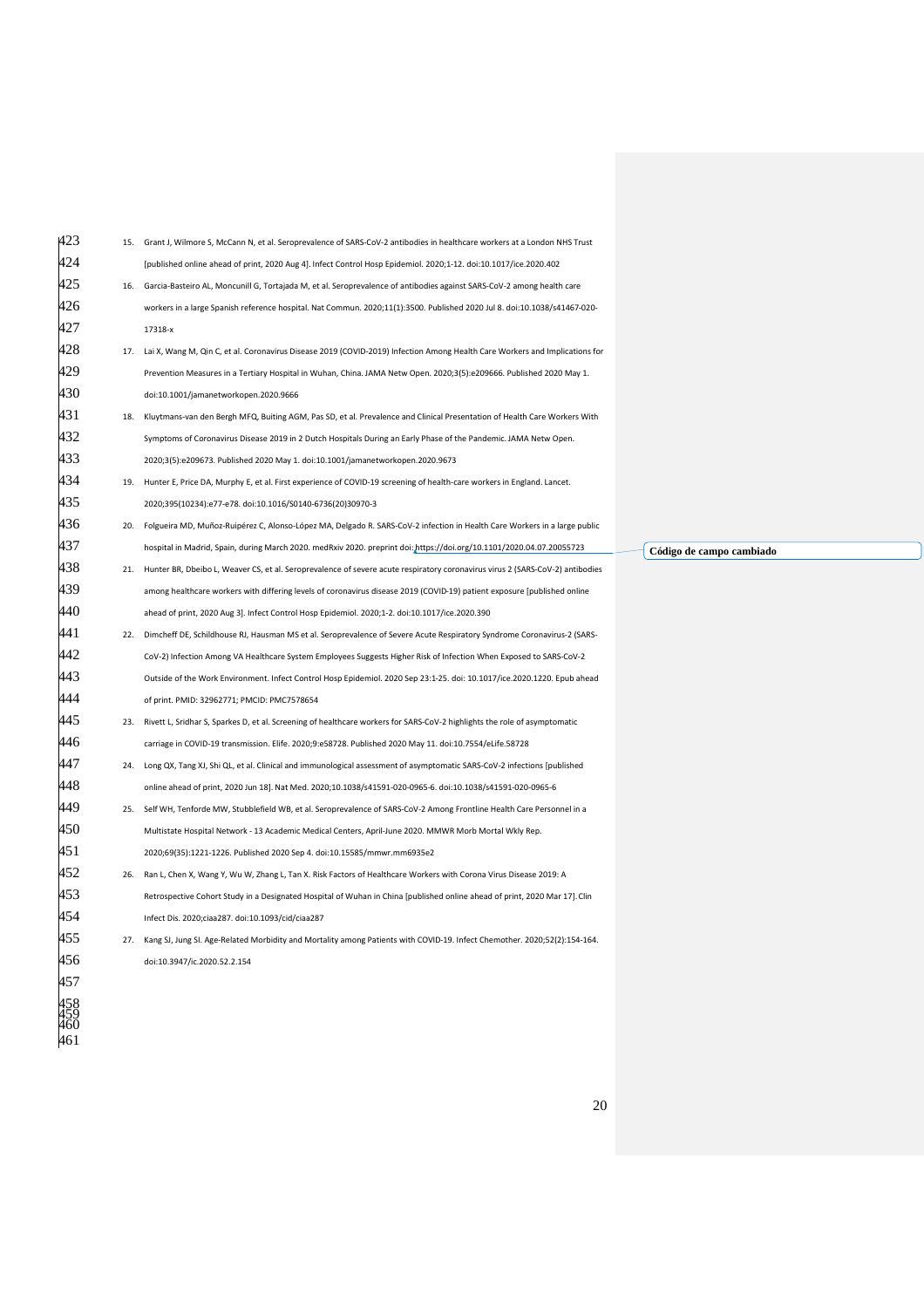15. Grant J, Wilmore S, McCann N, et al. Seroprevalence of SARS-CoV-2 antibodies in healthcare workers at a London NHS Trust [published online ahead of print, 2020 Aug 4]. Infect Control Hosp Epidemiol. 2020;1-12. doi:10.1017/ice.2020.402
16. Garcia-Basteiro AL, Moncunill G, Tortajada M, et al. Seroprevalence of antibodies against SARS-CoV-2 among health care workers in a large Spanish reference hospital. Nat Commun. 2020;11(1):3500. Published 2020 Jul 8. doi:10.1038/s41467-020-17318-x
17. Lai X, Wang M, Qin C, et al. Coronavirus Disease 2019 (COVID-2019) Infection Among Health Care Workers and Implications for Prevention Measures in a Tertiary Hospital in Wuhan, China. JAMA Netw Open. 2020;3(5):e209666. Published 2020 May 1. doi:10.1001/jamanetworkopen.2020.9666
18. Kluytmans-van den Bergh MFQ, Buiting AGM, Pas SD, et al. Prevalence and Clinical Presentation of Health Care Workers With Symptoms of Coronavirus Disease 2019 in 2 Dutch Hospitals During an Early Phase of the Pandemic. JAMA Netw Open. 2020;3(5):e209673. Published 2020 May 1. doi:10.1001/jamanetworkopen.2020.9673
19. Hunter E, Price DA, Murphy E, et al. First experience of COVID-19 screening of health-care workers in England. Lancet. 2020;395(10234):e77-e78. doi:10.1016/S0140-6736(20)30970-3
20. Folgueira MD, Muñoz-Ruipérez C, Alonso-López MA, Delgado R. SARS-CoV-2 infection in Health Care Workers in a large public hospital in Madrid, Spain, during March 2020. medRxiv 2020. preprint doi: https://doi.org/10.1101/2020.04.07.20055723
21. Hunter BR, Dbeibo L, Weaver CS, et al. Seroprevalence of severe acute respiratory coronavirus virus 2 (SARS-CoV-2) antibodies among healthcare workers with differing levels of coronavirus disease 2019 (COVID-19) patient exposure [published online ahead of print, 2020 Aug 3]. Infect Control Hosp Epidemiol. 2020;1-2. doi:10.1017/ice.2020.390
22. Dimcheff DE, Schildhouse RJ, Hausman MS et al. Seroprevalence of Severe Acute Respiratory Syndrome Coronavirus-2 (SARS-CoV-2) Infection Among VA Healthcare System Employees Suggests Higher Risk of Infection When Exposed to SARS-CoV-2 Outside of the Work Environment. Infect Control Hosp Epidemiol. 2020 Sep 23:1-25. doi: 10.1017/ice.2020.1220. Epub ahead of print. PMID: 32962771; PMCID: PMC7578654
23. Rivett L, Sridhar S, Sparkes D, et al. Screening of healthcare workers for SARS-CoV-2 highlights the role of asymptomatic carriage in COVID-19 transmission. Elife. 2020;9:e58728. Published 2020 May 11. doi:10.7554/eLife.58728
24. Long QX, Tang XJ, Shi QL, et al. Clinical and immunological assessment of asymptomatic SARS-CoV-2 infections [published online ahead of print, 2020 Jun 18]. Nat Med. 2020;10.1038/s41591-020-0965-6. doi:10.1038/s41591-020-0965-6
25. Self WH, Tenforde MW, Stubblefield WB, et al. Seroprevalence of SARS-CoV-2 Among Frontline Health Care Personnel in a Multistate Hospital Network - 13 Academic Medical Centers, April-June 2020. MMWR Morb Mortal Wkly Rep. 2020;69(35):1221-1226. Published 2020 Sep 4. doi:10.15585/mmwr.mm6935e2
26. Ran L, Chen X, Wang Y, Wu W, Zhang L, Tan X. Risk Factors of Healthcare Workers with Corona Virus Disease 2019: A Retrospective Cohort Study in a Designated Hospital of Wuhan in China [published online ahead of print, 2020 Mar 17]. Clin Infect Dis. 2020;ciaa287. doi:10.1093/cid/ciaa287
27. Kang SJ, Jung SI. Age-Related Morbidity and Mortality among Patients with COVID-19. Infect Chemother. 2020;52(2):154-164. doi:10.3947/ic.2020.52.2.154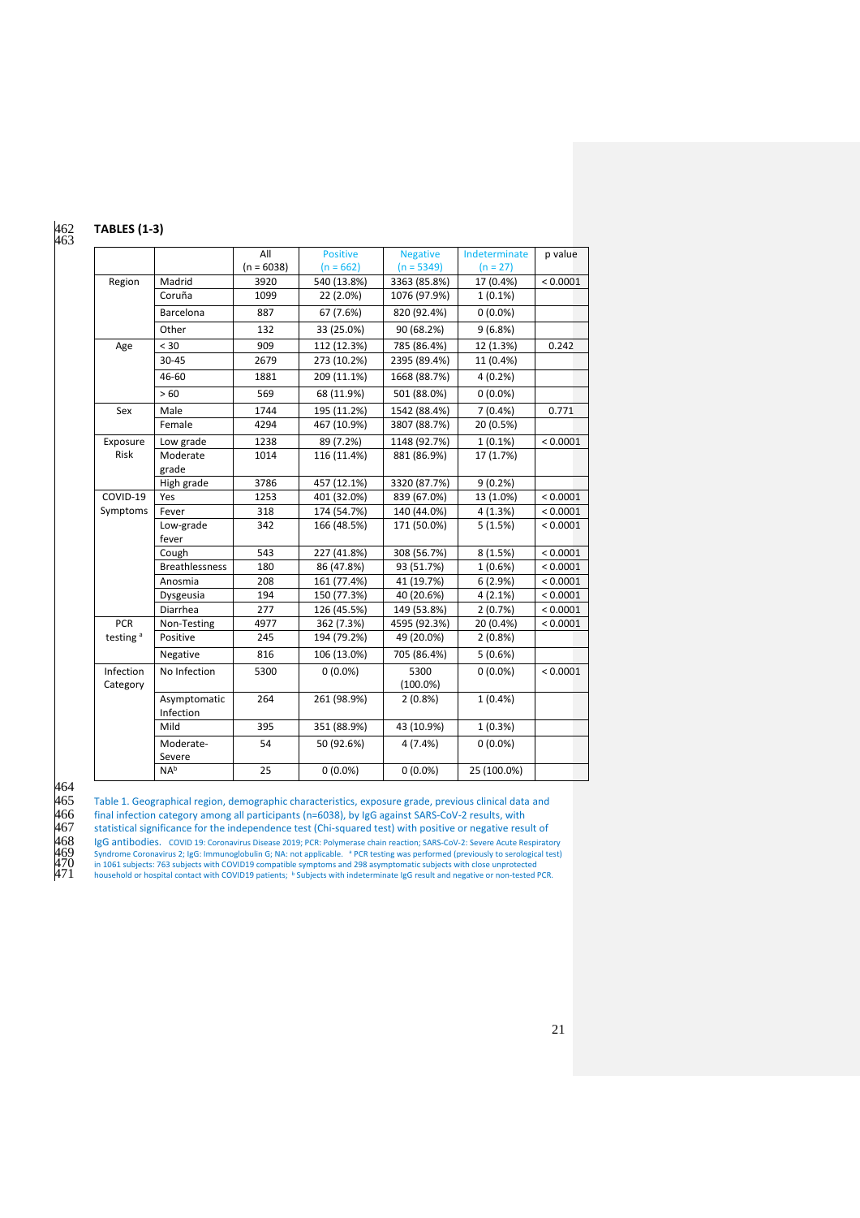**TABLES (1-3)**

| | | All (n = 6038) | Positive (n = 662) | Negative (n = 5349) | Indeterminate (n = 27) | p value |
|---|---|---|---|---|---|---|
| Region | Madrid | 3920 | 540 (13.8%) | 3363 (85.8%) | 17 (0.4%) | < 0.0001 |
| | Coruña | 1099 | 22 (2.0%) | 1076 (97.9%) | 1 (0.1%) | |
| | Barcelona | 887 | 67 (7.6%) | 820 (92.4%) | 0 (0.0%) | |
| | Other | 132 | 33 (25.0%) | 90 (68.2%) | 9 (6.8%) | |
| Age | < 30 | 909 | 112 (12.3%) | 785 (86.4%) | 12 (1.3%) | 0.242 |
| | 30-45 | 2679 | 273 (10.2%) | 2395 (89.4%) | 11 (0.4%) | |
| | 46-60 | 1881 | 209 (11.1%) | 1668 (88.7%) | 4 (0.2%) | |
| | > 60 | 569 | 68 (11.9%) | 501 (88.0%) | 0 (0.0%) | |
| Sex | Male | 1744 | 195 (11.2%) | 1542 (88.4%) | 7 (0.4%) | 0.771 |
| | Female | 4294 | 467 (10.9%) | 3807 (88.7%) | 20 (0.5%) | |
| Exposure Risk | Low grade | 1238 | 89 (7.2%) | 1148 (92.7%) | 1 (0.1%) | < 0.0001 |
| | Moderate grade | 1014 | 116 (11.4%) | 881 (86.9%) | 17 (1.7%) | |
| | High grade | 3786 | 457 (12.1%) | 3320 (87.7%) | 9 (0.2%) | |
| COVID-19 Symptoms | Yes | 1253 | 401 (32.0%) | 839 (67.0%) | 13 (1.0%) | < 0.0001 |
| | Fever | 318 | 174 (54.7%) | 140 (44.0%) | 4 (1.3%) | < 0.0001 |
| | Low-grade fever | 342 | 166 (48.5%) | 171 (50.0%) | 5 (1.5%) | < 0.0001 |
| | Cough | 543 | 227 (41.8%) | 308 (56.7%) | 8 (1.5%) | < 0.0001 |
| | Breathlessness | 180 | 86 (47.8%) | 93 (51.7%) | 1 (0.6%) | < 0.0001 |
| | Anosmia | 208 | 161 (77.4%) | 41 (19.7%) | 6 (2.9%) | < 0.0001 |
| | Dysgeusia | 194 | 150 (77.3%) | 40 (20.6%) | 4 (2.1%) | < 0.0001 |
| | Diarrhea | 277 | 126 (45.5%) | 149 (53.8%) | 2 (0.7%) | < 0.0001 |
| PCR testing [a] | Non-Testing | 4977 | 362 (7.3%) | 4595 (92.3%) | 20 (0.4%) | < 0.0001 |
| | Positive | 245 | 194 (79.2%) | 49 (20.0%) | 2 (0.8%) | |
| | Negative | 816 | 106 (13.0%) | 705 (86.4%) | 5 (0.6%) | |
| Infection Category | No Infection | 5300 | 0 (0.0%) | 5300 (100.0%) | 0 (0.0%) | < 0.0001 |
| | Asymptomatic Infection | 264 | 261 (98.9%) | 2 (0.8%) | 1 (0.4%) | |
| | Mild | 395 | 351 (88.9%) | 43 (10.9%) | 1 (0.3%) | |
| | Moderate-Severe | 54 | 50 (92.6%) | 4 (7.4%) | 0 (0.0%) | |
| | NA[b] | 25 | 0 (0.0%) | 0 (0.0%) | 25 (100.0%) | |

Table 1. Geographical region, demographic characteristics, exposure grade, previous clinical data and final infection category among all participants (n=6038), by IgG against SARS-CoV-2 results, with statistical significance for the independence test (Chi-squared test) with positive or negative result of IgG antibodies. COVID 19: Coronavirus Disease 2019; PCR: Polymerase chain reaction; SARS-CoV-2: Severe Acute Respiratory Syndrome Coronavirus 2; IgG: Immunoglobulin G; NA: not applicable. [a] PCR testing was performed (previously to serological test) in 1061 subjects: 763 subjects with COVID19 compatible symptoms and 298 asymptomatic subjects with close unprotected household or hospital contact with COVID19 patients; [b] Subjects with indeterminate IgG result and negative or non-tested PCR.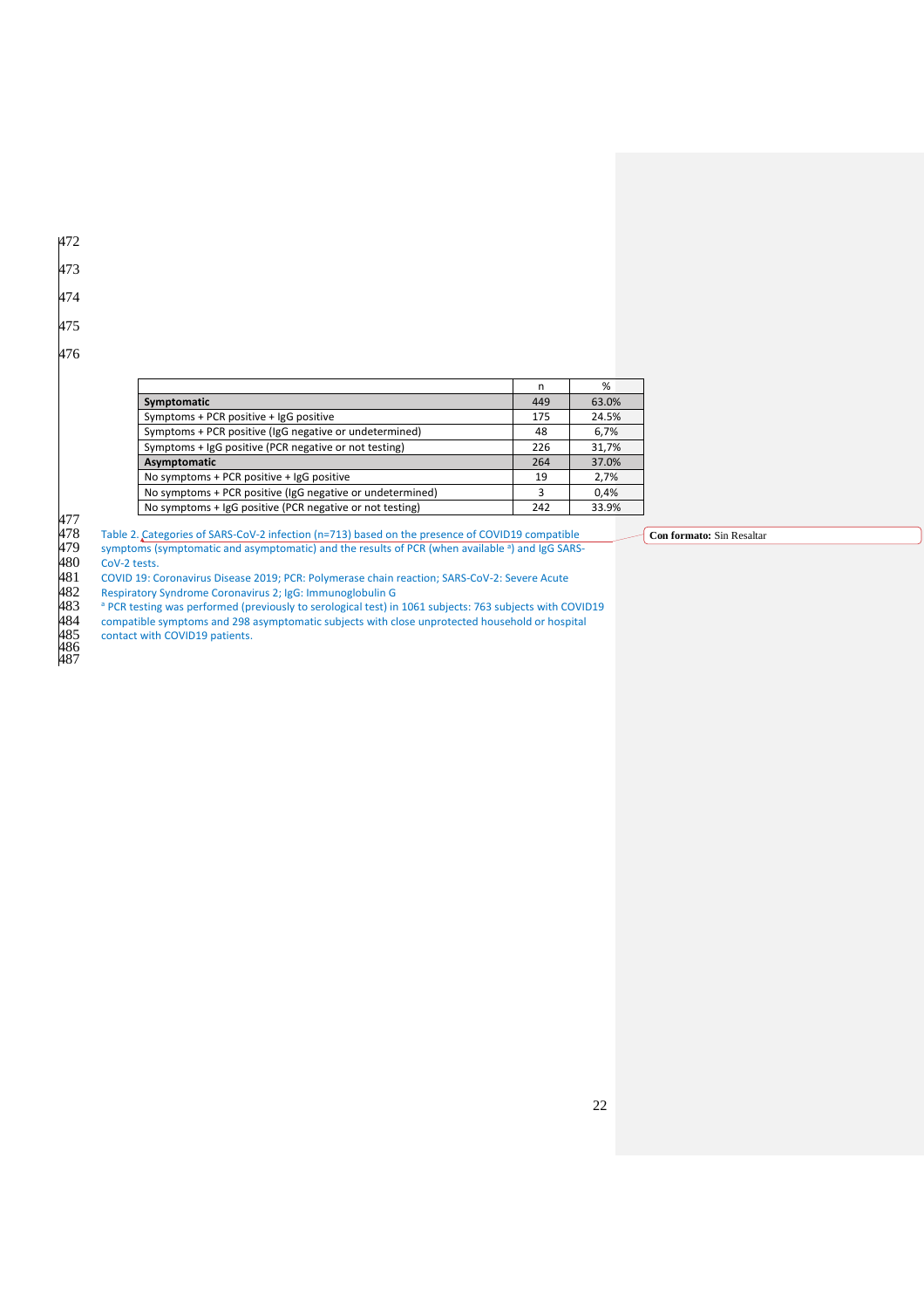| | n | % |
|---|---|---|
| **Symptomatic** | 449 | 63.0% |
| Symptoms + PCR positive + IgG positive | 175 | 24.5% |
| Symptoms + PCR positive (IgG negative or undetermined) | 48 | 6,7% |
| Symptoms + IgG positive (PCR negative or not testing) | 226 | 31,7% |
| **Asymptomatic** | 264 | 37.0% |
| No symptoms + PCR positive + IgG positive | 19 | 2,7% |
| No symptoms + PCR positive (IgG negative or undetermined) | 3 | 0,4% |
| No symptoms + IgG positive (PCR negative or not testing) | 242 | 33.9% |

Table 2. Categories of SARS-CoV-2 infection (n=713) based on the presence of COVID19 compatible symptoms (symptomatic and asymptomatic) and the results of PCR (when available [a]) and IgG SARS-CoV-2 tests.

COVID 19: Coronavirus Disease 2019; PCR: Polymerase chain reaction; SARS-CoV-2: Severe Acute Respiratory Syndrome Coronavirus 2; IgG: Immunoglobulin G

[a] PCR testing was performed (previously to serological test) in 1061 subjects: 763 subjects with COVID19 compatible symptoms and 298 asymptomatic subjects with close unprotected household or hospital contact with COVID19 patients.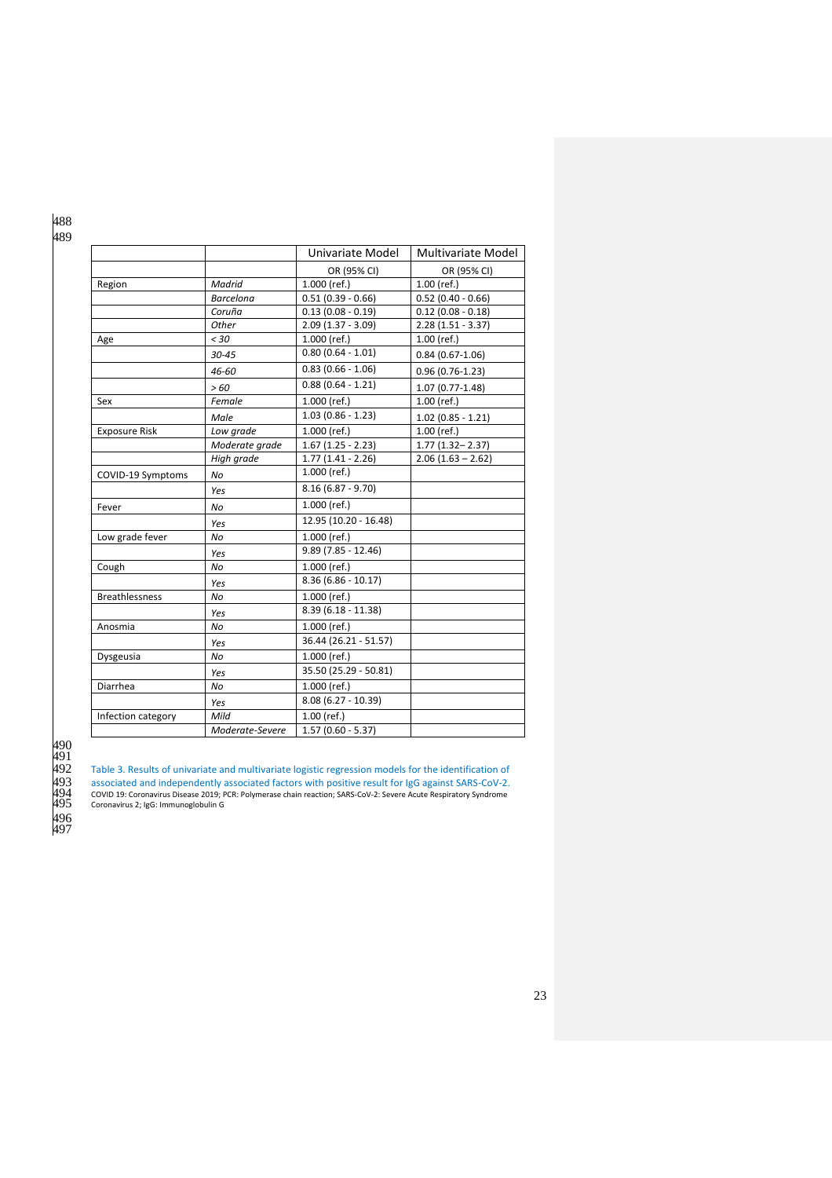| | | Univariate Model | Multivariate Model |
|---|---|---|---|
| | | OR (95% CI) | OR (95% CI) |
| Region | *Madrid* | 1.000 (ref.) | 1.00 (ref.) |
| | *Barcelona* | 0.51 (0.39 - 0.66) | 0.52 (0.40 - 0.66) |
| | *Coruña* | 0.13 (0.08 - 0.19) | 0.12 (0.08 - 0.18) |
| | *Other* | 2.09 (1.37 - 3.09) | 2.28 (1.51 - 3.37) |
| Age | *< 30* | 1.000 (ref.) | 1.00 (ref.) |
| | *30-45* | 0.80 (0.64 - 1.01) | 0.84 (0.67-1.06) |
| | *46-60* | 0.83 (0.66 - 1.06) | 0.96 (0.76-1.23) |
| | *> 60* | 0.88 (0.64 - 1.21) | 1.07 (0.77-1.48) |
| Sex | *Female* | 1.000 (ref.) | 1.00 (ref.) |
| | *Male* | 1.03 (0.86 - 1.23) | 1.02 (0.85 - 1.21) |
| Exposure Risk | *Low grade* | 1.000 (ref.) | 1.00 (ref.) |
| | *Moderate grade* | 1.67 (1.25 - 2.23) | 1.77 (1.32– 2.37) |
| | *High grade* | 1.77 (1.41 - 2.26) | 2.06 (1.63 – 2.62) |
| COVID-19 Symptoms | *No* | 1.000 (ref.) | |
| | *Yes* | 8.16 (6.87 - 9.70) | |
| Fever | *No* | 1.000 (ref.) | |
| | *Yes* | 12.95 (10.20 - 16.48) | |
| Low grade fever | *No* | 1.000 (ref.) | |
| | *Yes* | 9.89 (7.85 - 12.46) | |
| Cough | *No* | 1.000 (ref.) | |
| | *Yes* | 8.36 (6.86 - 10.17) | |
| Breathlessness | *No* | 1.000 (ref.) | |
| | *Yes* | 8.39 (6.18 - 11.38) | |
| Anosmia | *No* | 1.000 (ref.) | |
| | *Yes* | 36.44 (26.21 - 51.57) | |
| Dysgeusia | *No* | 1.000 (ref.) | |
| | *Yes* | 35.50 (25.29 - 50.81) | |
| Diarrhea | *No* | 1.000 (ref.) | |
| | *Yes* | 8.08 (6.27 - 10.39) | |
| Infection category | *Mild* | 1.00 (ref.) | |
| | *Moderate-Severe* | 1.57 (0.60 - 5.37) | |

Table 3. Results of univariate and multivariate logistic regression models for the identification of associated and independently associated factors with positive result for IgG against SARS-CoV-2.
COVID 19: Coronavirus Disease 2019; PCR: Polymerase chain reaction; SARS-CoV-2: Severe Acute Respiratory Syndrome Coronavirus 2; IgG: Immunoglobulin G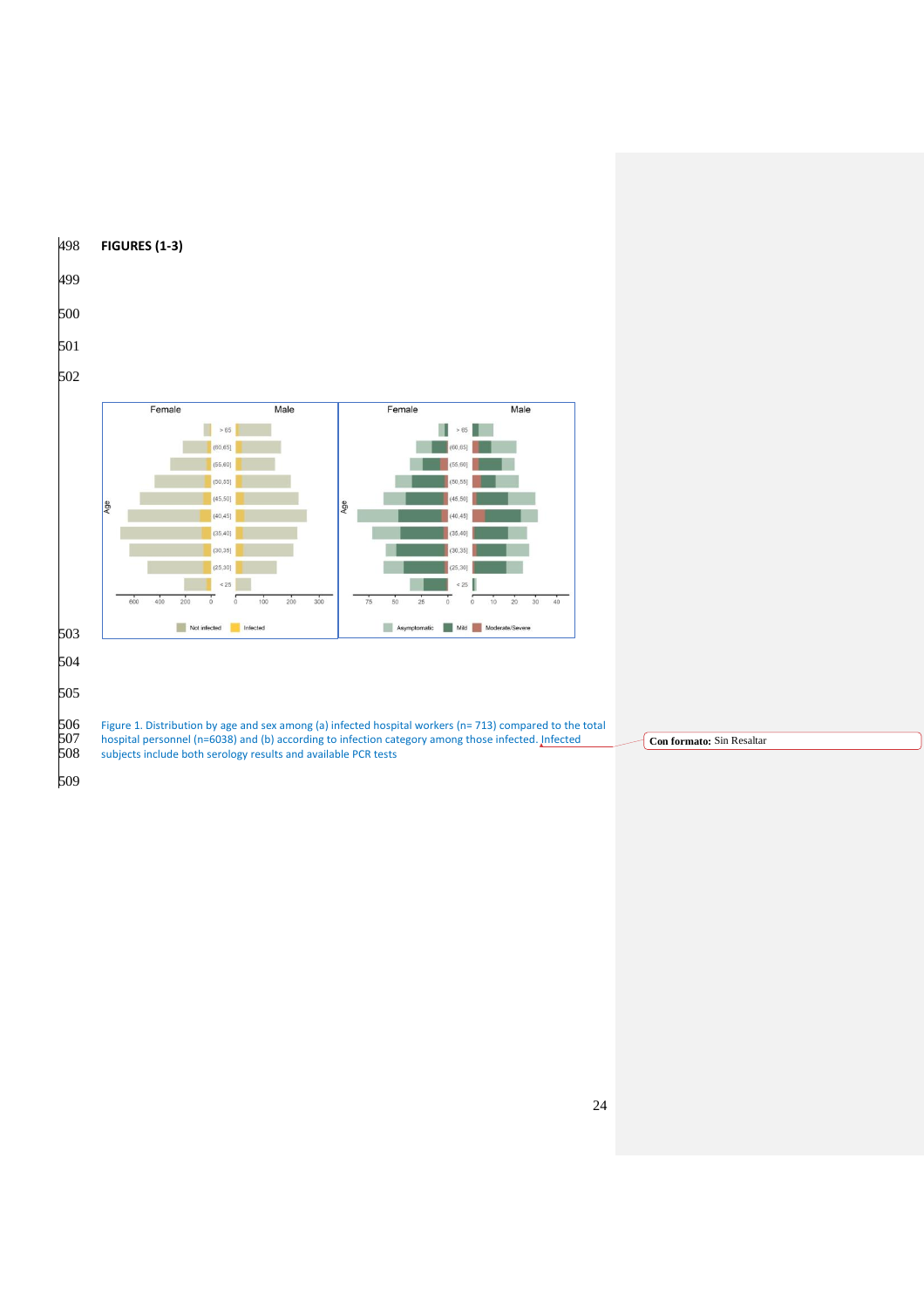**FIGURES (1-3)**

Figure 1. Distribution by age and sex among (a) infected hospital workers (n= 713) compared to the total hospital personnel (n=6038) and (b) according to infection category among those infected. Infected subjects include both serology results and available PCR tests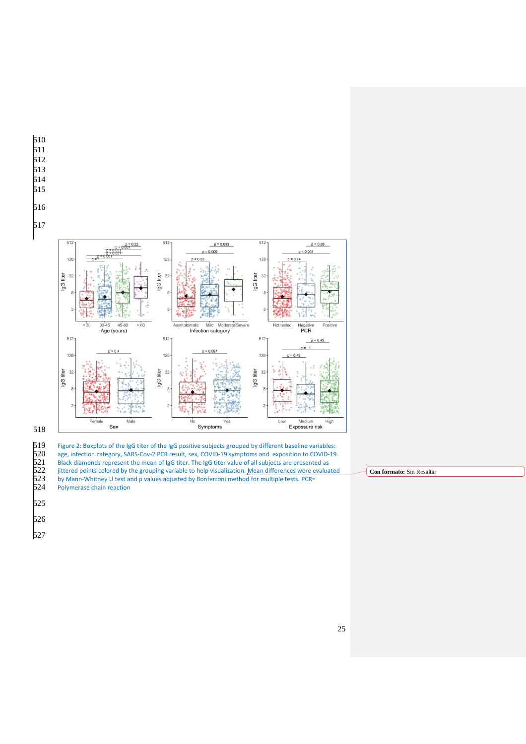Figure 2: Boxplots of the IgG titer of the IgG positive subjects grouped by different baseline variables: age, infection category, SARS-Cov-2 PCR result, sex, COVID-19 symptoms and exposition to COVID-19. Black diamonds represent the mean of IgG titer. The IgG titer value of all subjects are presented as jittered points colored by the grouping variable to help visualization. Mean differences were evaluated by Mann-Whitney U test and p values adjusted by Bonferroni method for multiple tests. PCR= Polymerase chain reaction

**Con formato:** Sin Resaltar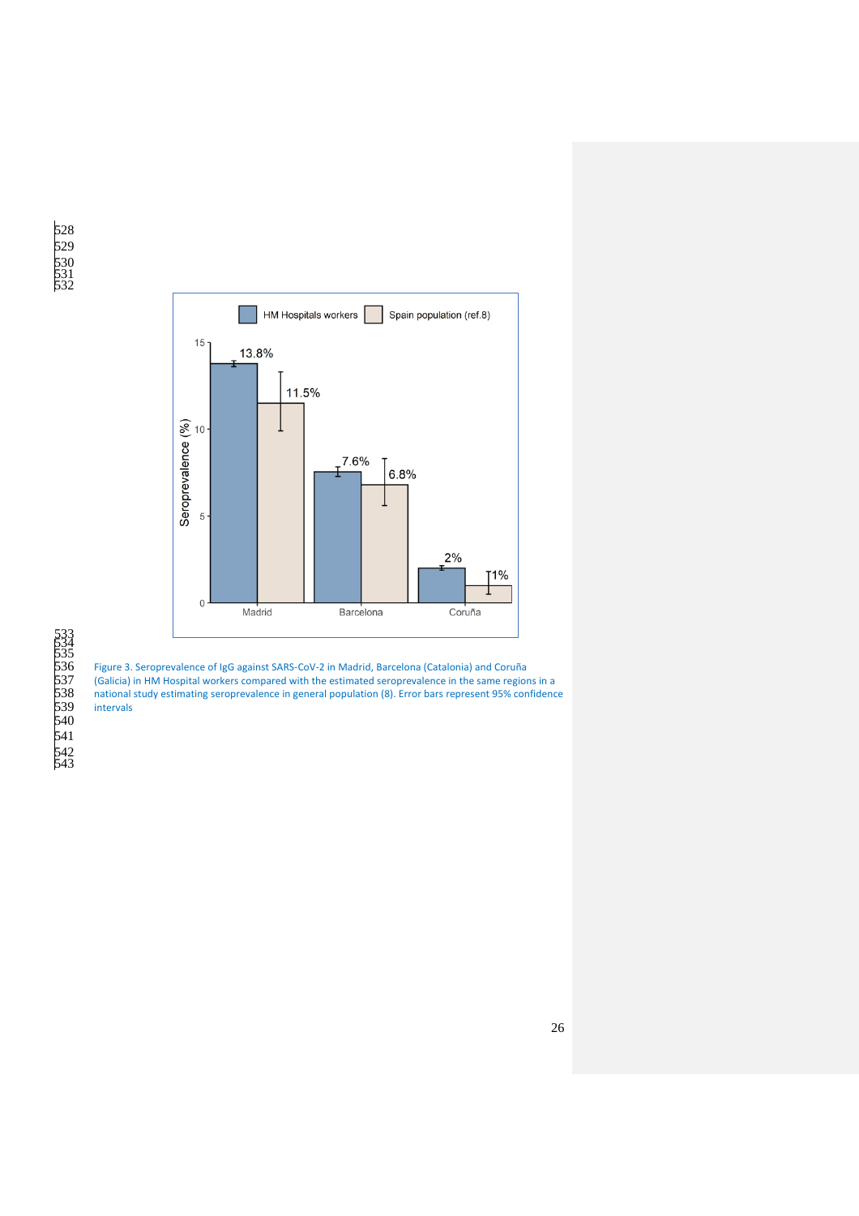Figure 3. Seroprevalence of IgG against SARS-CoV-2 in Madrid, Barcelona (Catalonia) and Coruña (Galicia) in HM Hospital workers compared with the estimated seroprevalence in the same regions in a national study estimating seroprevalence in general population (8). Error bars represent 95% confidence intervals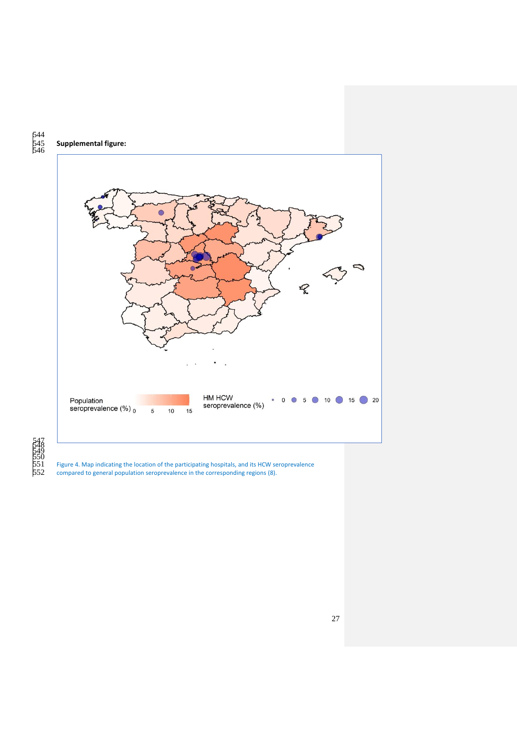**Supplemental figure:**

Population seroprevalence (%) 0 5 10 15

HM HCW seroprevalence (%) 0 5 10 15 20

Figure 4. Map indicating the location of the participating hospitals, and its HCW seroprevalence compared to general population seroprevalence in the corresponding regions (8).